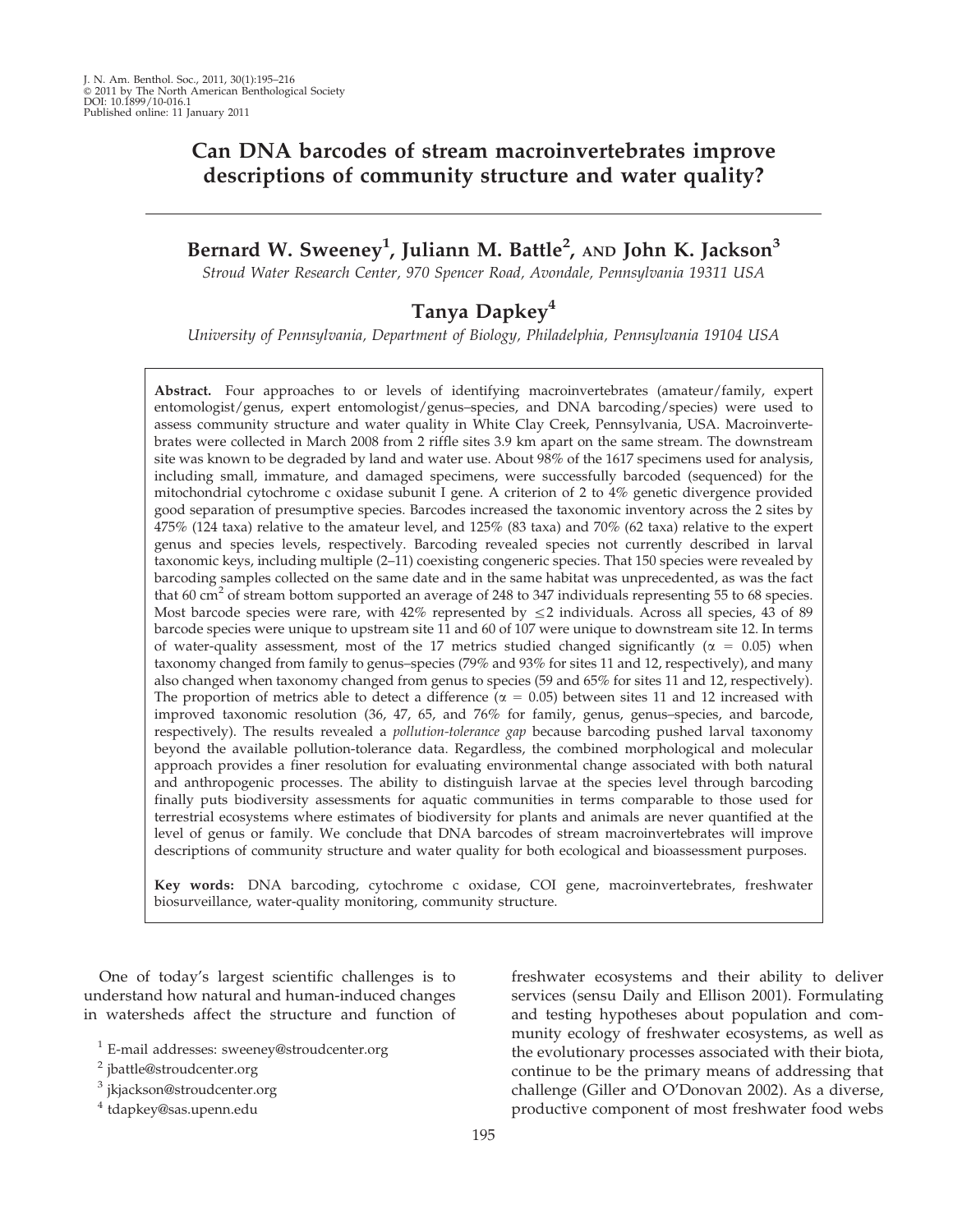J. N. Am. Benthol. Soc., 2011, 30(1):195–216
© 2011 by The North American Benthological Society
DOI: 10.1899/10-016.1
Published online: 11 January 2011

# Can DNA barcodes of stream macroinvertebrates improve descriptions of community structure and water quality?

## Bernard W. Sweeney[1], Juliann M. Battle[2], AND John K. Jackson[3]

*Stroud Water Research Center, 970 Spencer Road, Avondale, Pennsylvania 19311 USA*

## Tanya Dapkey[4]

*University of Pennsylvania, Department of Biology, Philadelphia, Pennsylvania 19104 USA*

**Abstract.** Four approaches to or levels of identifying macroinvertebrates (amateur/family, expert entomologist/genus, expert entomologist/genus–species, and DNA barcoding/species) were used to assess community structure and water quality in White Clay Creek, Pennsylvania, USA. Macroinvertebrates were collected in March 2008 from 2 riffle sites 3.9 km apart on the same stream. The downstream site was known to be degraded by land and water use. About 98% of the 1617 specimens used for analysis, including small, immature, and damaged specimens, were successfully barcoded (sequenced) for the mitochondrial cytochrome c oxidase subunit I gene. A criterion of 2 to 4% genetic divergence provided good separation of presumptive species. Barcodes increased the taxonomic inventory across the 2 sites by 475% (124 taxa) relative to the amateur level, and 125% (83 taxa) and 70% (62 taxa) relative to the expert genus and species levels, respectively. Barcoding revealed species not currently described in larval taxonomic keys, including multiple (2–11) coexisting congeneric species. That 150 species were revealed by barcoding samples collected on the same date and in the same habitat was unprecedented, as was the fact that 60 $cm^2$ of stream bottom supported an average of 248 to 347 individuals representing 55 to 68 species. Most barcode species were rare, with 42% represented by $\leq$2 individuals. Across all species, 43 of 89 barcode species were unique to upstream site 11 and 60 of 107 were unique to downstream site 12. In terms of water-quality assessment, most of the 17 metrics studied changed significantly ($\alpha = 0.05$) when taxonomy changed from family to genus–species (79% and 93% for sites 11 and 12, respectively), and many also changed when taxonomy changed from genus to species (59 and 65% for sites 11 and 12, respectively). The proportion of metrics able to detect a difference ($\alpha = 0.05$) between sites 11 and 12 increased with improved taxonomic resolution (36, 47, 65, and 76% for family, genus, genus–species, and barcode, respectively). The results revealed a *pollution-tolerance gap* because barcoding pushed larval taxonomy beyond the available pollution-tolerance data. Regardless, the combined morphological and molecular approach provides a finer resolution for evaluating environmental change associated with both natural and anthropogenic processes. The ability to distinguish larvae at the species level through barcoding finally puts biodiversity assessments for aquatic communities in terms comparable to those used for terrestrial ecosystems where estimates of biodiversity for plants and animals are never quantified at the level of genus or family. We conclude that DNA barcodes of stream macroinvertebrates will improve descriptions of community structure and water quality for both ecological and bioassessment purposes.

**Key words:** DNA barcoding, cytochrome c oxidase, COI gene, macroinvertebrates, freshwater biosurveillance, water-quality monitoring, community structure.

One of today's largest scientific challenges is to understand how natural and human-induced changes in watersheds affect the structure and function of freshwater ecosystems and their ability to deliver services (sensu Daily and Ellison 2001). Formulating and testing hypotheses about population and community ecology of freshwater ecosystems, as well as the evolutionary processes associated with their biota, continue to be the primary means of addressing that challenge (Giller and O'Donovan 2002). As a diverse, productive component of most freshwater food webs

[1] E-mail addresses: sweeney@stroudcenter.org

[2] jbattle@stroudcenter.org

[3] jkjackson@stroudcenter.org

[4] tdapkey@sas.upenn.edu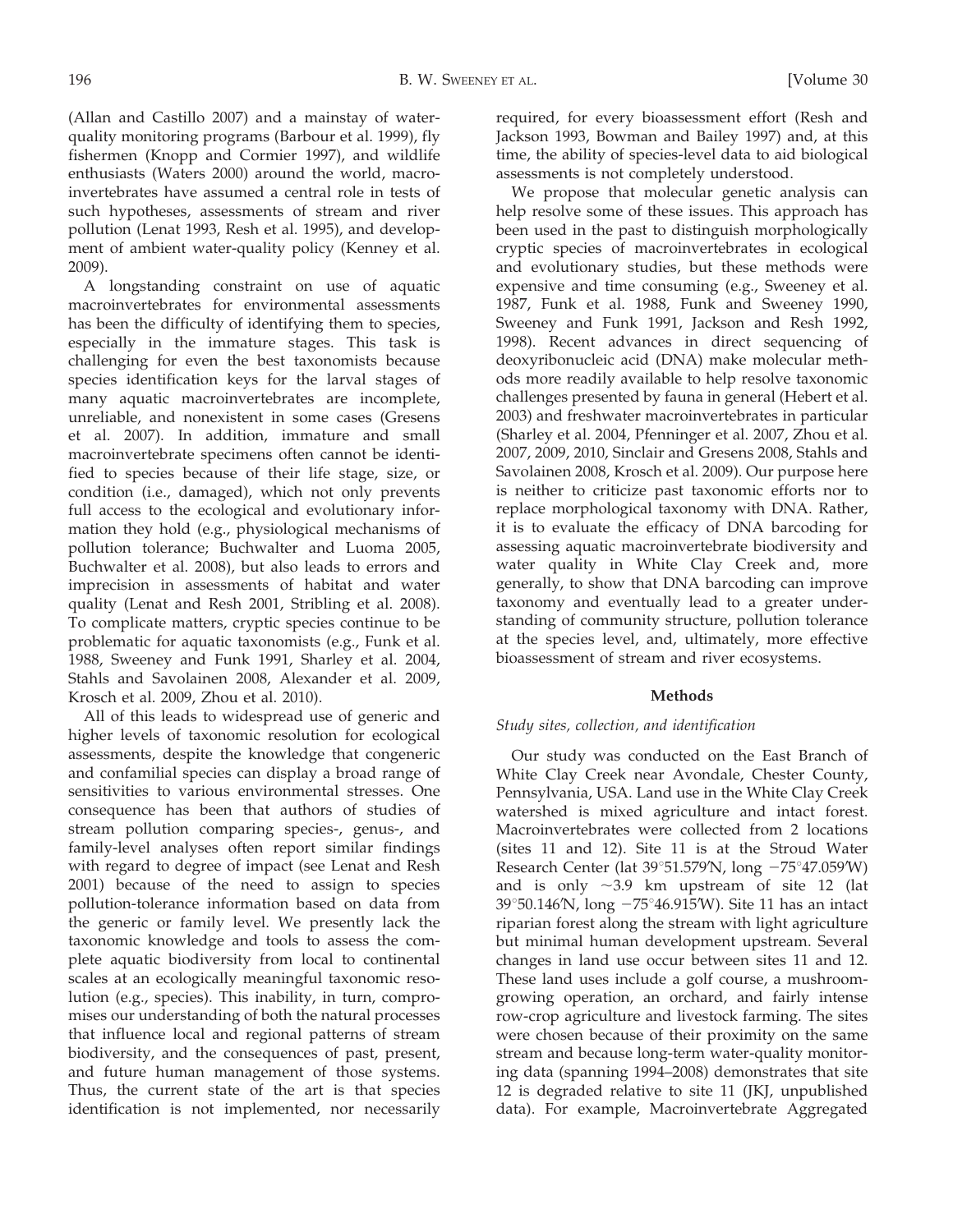(Allan and Castillo 2007) and a mainstay of water-quality monitoring programs (Barbour et al. 1999), fly fishermen (Knopp and Cormier 1997), and wildlife enthusiasts (Waters 2000) around the world, macroinvertebrates have assumed a central role in tests of such hypotheses, assessments of stream and river pollution (Lenat 1993, Resh et al. 1995), and development of ambient water-quality policy (Kenney et al. 2009).

A longstanding constraint on use of aquatic macroinvertebrates for environmental assessments has been the difficulty of identifying them to species, especially in the immature stages. This task is challenging for even the best taxonomists because species identification keys for the larval stages of many aquatic macroinvertebrates are incomplete, unreliable, and nonexistent in some cases (Gresens et al. 2007). In addition, immature and small macroinvertebrate specimens often cannot be identified to species because of their life stage, size, or condition (i.e., damaged), which not only prevents full access to the ecological and evolutionary information they hold (e.g., physiological mechanisms of pollution tolerance; Buchwalter and Luoma 2005, Buchwalter et al. 2008), but also leads to errors and imprecision in assessments of habitat and water quality (Lenat and Resh 2001, Stribling et al. 2008). To complicate matters, cryptic species continue to be problematic for aquatic taxonomists (e.g., Funk et al. 1988, Sweeney and Funk 1991, Sharley et al. 2004, Stahls and Savolainen 2008, Alexander et al. 2009, Krosch et al. 2009, Zhou et al. 2010).

All of this leads to widespread use of generic and higher levels of taxonomic resolution for ecological assessments, despite the knowledge that congeneric and confamilial species can display a broad range of sensitivities to various environmental stresses. One consequence has been that authors of studies of stream pollution comparing species-, genus-, and family-level analyses often report similar findings with regard to degree of impact (see Lenat and Resh 2001) because of the need to assign to species pollution-tolerance information based on data from the generic or family level. We presently lack the taxonomic knowledge and tools to assess the complete aquatic biodiversity from local to continental scales at an ecologically meaningful taxonomic resolution (e.g., species). This inability, in turn, compromises our understanding of both the natural processes that influence local and regional patterns of stream biodiversity, and the consequences of past, present, and future human management of those systems. Thus, the current state of the art is that species identification is not implemented, nor necessarily required, for every bioassessment effort (Resh and Jackson 1993, Bowman and Bailey 1997) and, at this time, the ability of species-level data to aid biological assessments is not completely understood.

We propose that molecular genetic analysis can help resolve some of these issues. This approach has been used in the past to distinguish morphologically cryptic species of macroinvertebrates in ecological and evolutionary studies, but these methods were expensive and time consuming (e.g., Sweeney et al. 1987, Funk et al. 1988, Funk and Sweeney 1990, Sweeney and Funk 1991, Jackson and Resh 1992, 1998). Recent advances in direct sequencing of deoxyribonucleic acid (DNA) make molecular methods more readily available to help resolve taxonomic challenges presented by fauna in general (Hebert et al. 2003) and freshwater macroinvertebrates in particular (Sharley et al. 2004, Pfenninger et al. 2007, Zhou et al. 2007, 2009, 2010, Sinclair and Gresens 2008, Stahls and Savolainen 2008, Krosch et al. 2009). Our purpose here is neither to criticize past taxonomic efforts nor to replace morphological taxonomy with DNA. Rather, it is to evaluate the efficacy of DNA barcoding for assessing aquatic macroinvertebrate biodiversity and water quality in White Clay Creek and, more generally, to show that DNA barcoding can improve taxonomy and eventually lead to a greater understanding of community structure, pollution tolerance at the species level, and, ultimately, more effective bioassessment of stream and river ecosystems.

## Methods

### *Study sites, collection, and identification*

Our study was conducted on the East Branch of White Clay Creek near Avondale, Chester County, Pennsylvania, USA. Land use in the White Clay Creek watershed is mixed agriculture and intact forest. Macroinvertebrates were collected from 2 locations (sites 11 and 12). Site 11 is at the Stroud Water Research Center (lat 39°51.579′N, long −75°47.059′W) and is only ~3.9 km upstream of site 12 (lat 39°50.146′N, long −75°46.915′W). Site 11 has an intact riparian forest along the stream with light agriculture but minimal human development upstream. Several changes in land use occur between sites 11 and 12. These land uses include a golf course, a mushroom-growing operation, an orchard, and fairly intense row-crop agriculture and livestock farming. The sites were chosen because of their proximity on the same stream and because long-term water-quality monitoring data (spanning 1994–2008) demonstrates that site 12 is degraded relative to site 11 (JKJ, unpublished data). For example, Macroinvertebrate Aggregated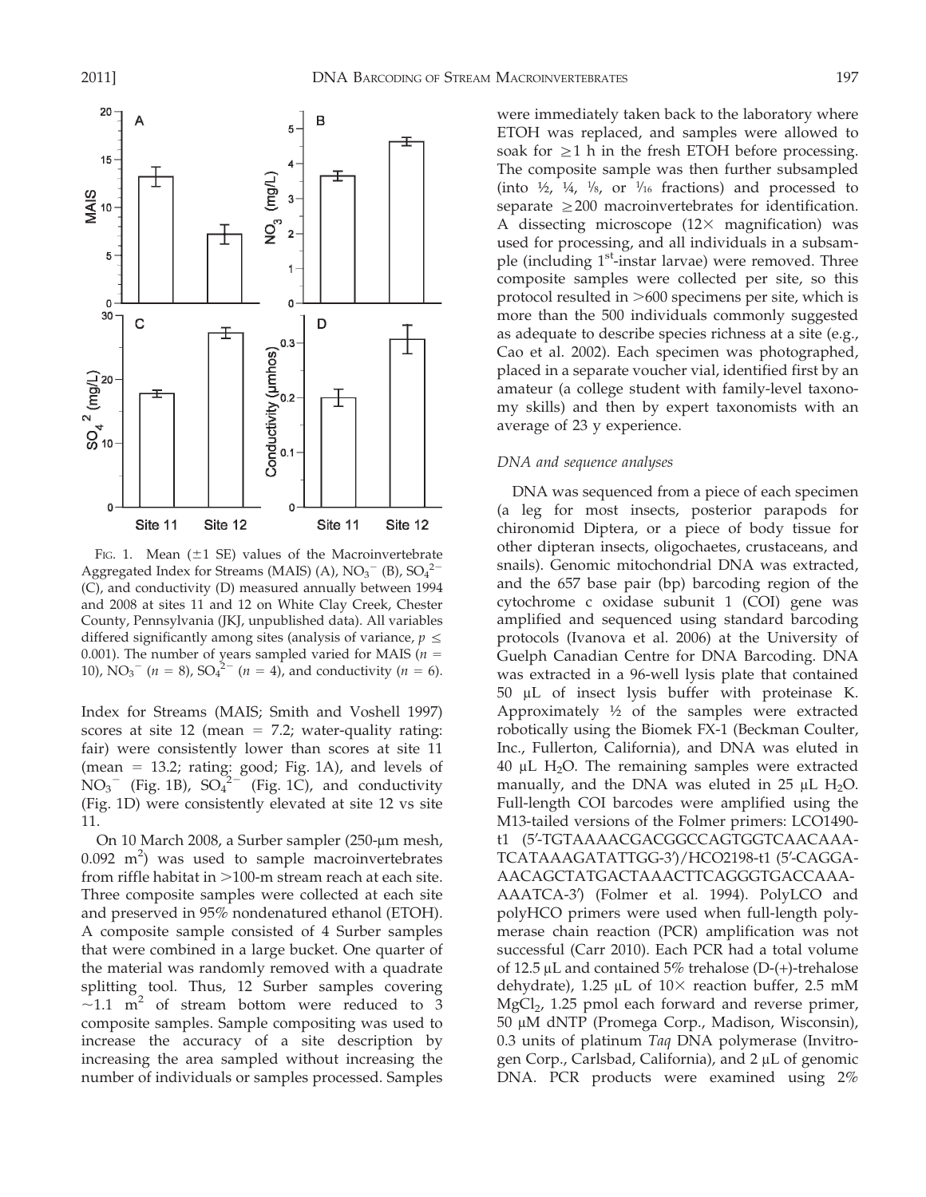FIG. 1. Mean (±1 SE) values of the Macroinvertebrate Aggregated Index for Streams (MAIS) (A), $NO_3^-$ (B), $SO_4^{2-}$ (C), and conductivity (D) measured annually between 1994 and 2008 at sites 11 and 12 on White Clay Creek, Chester County, Pennsylvania (JKJ, unpublished data). All variables differed significantly among sites (analysis of variance, $p \leq 0.001$). The number of years sampled varied for MAIS ($n = 10$), $NO_3^-$ ($n = 8$), $SO_4^{2-}$ ($n = 4$), and conductivity ($n = 6$).

Index for Streams (MAIS; Smith and Voshell 1997) scores at site 12 (mean = 7.2; water-quality rating: fair) were consistently lower than scores at site 11 (mean = 13.2; rating: good; Fig. 1A), and levels of $NO_3^-$ (Fig. 1B), $SO_4^{2-}$ (Fig. 1C), and conductivity (Fig. 1D) were consistently elevated at site 12 vs site 11.

On 10 March 2008, a Surber sampler (250-µm mesh, 0.092 $m^2$) was used to sample macroinvertebrates from riffle habitat in >100-m stream reach at each site. Three composite samples were collected at each site and preserved in 95% nondenatured ethanol (ETOH). A composite sample consisted of 4 Surber samples that were combined in a large bucket. One quarter of the material was randomly removed with a quadrate splitting tool. Thus, 12 Surber samples covering ~1.1 $m^2$ of stream bottom were reduced to 3 composite samples. Sample compositing was used to increase the accuracy of a site description by increasing the area sampled without increasing the number of individuals or samples processed. Samples were immediately taken back to the laboratory where ETOH was replaced, and samples were allowed to soak for ≥1 h in the fresh ETOH before processing. The composite sample was then further subsampled (into ½, ¼, ⅛, or 1⁄16 fractions) and processed to separate ≥200 macroinvertebrates for identification. A dissecting microscope (12× magnification) was used for processing, and all individuals in a subsample (including 1st-instar larvae) were removed. Three composite samples were collected per site, so this protocol resulted in >600 specimens per site, which is more than the 500 individuals commonly suggested as adequate to describe species richness at a site (e.g., Cao et al. 2002). Each specimen was photographed, placed in a separate voucher vial, identified first by an amateur (a college student with family-level taxonomy skills) and then by expert taxonomists with an average of 23 y experience.

### *DNA and sequence analyses*

DNA was sequenced from a piece of each specimen (a leg for most insects, posterior parapods for chironomid Diptera, or a piece of body tissue for other dipteran insects, oligochaetes, crustaceans, and snails). Genomic mitochondrial DNA was extracted, and the 657 base pair (bp) barcoding region of the cytochrome c oxidase subunit 1 (COI) gene was amplified and sequenced using standard barcoding protocols (Ivanova et al. 2006) at the University of Guelph Canadian Centre for DNA Barcoding. DNA was extracted in a 96-well lysis plate that contained 50 µL of insect lysis buffer with proteinase K. Approximately ½ of the samples were extracted robotically using the Biomek FX-1 (Beckman Coulter, Inc., Fullerton, California), and DNA was eluted in 40 µL $H_2O$. The remaining samples were extracted manually, and the DNA was eluted in 25 µL $H_2O$. Full-length COI barcodes were amplified using the M13-tailed versions of the Folmer primers: LCO1490-t1 (5′-TGTAAAACGACGGCCAGTGGTCAACAAATCATAAAGATATTGG-3′)/HCO2198-t1 (5′-CAGGAAACAGCTATGACTAAACTTCAGGGTGACCAAAAAATCA-3′) (Folmer et al. 1994). PolyLCO and polyHCO primers were used when full-length polymerase chain reaction (PCR) amplification was not successful (Carr 2010). Each PCR had a total volume of 12.5 µL and contained 5% trehalose (D-(+)-trehalose dehydrate), 1.25 µL of 10× reaction buffer, 2.5 mM $MgCl_2$, 1.25 pmol each forward and reverse primer, 50 µM dNTP (Promega Corp., Madison, Wisconsin), 0.3 units of platinum *Taq* DNA polymerase (Invitrogen Corp., Carlsbad, California), and 2 µL of genomic DNA. PCR products were examined using 2%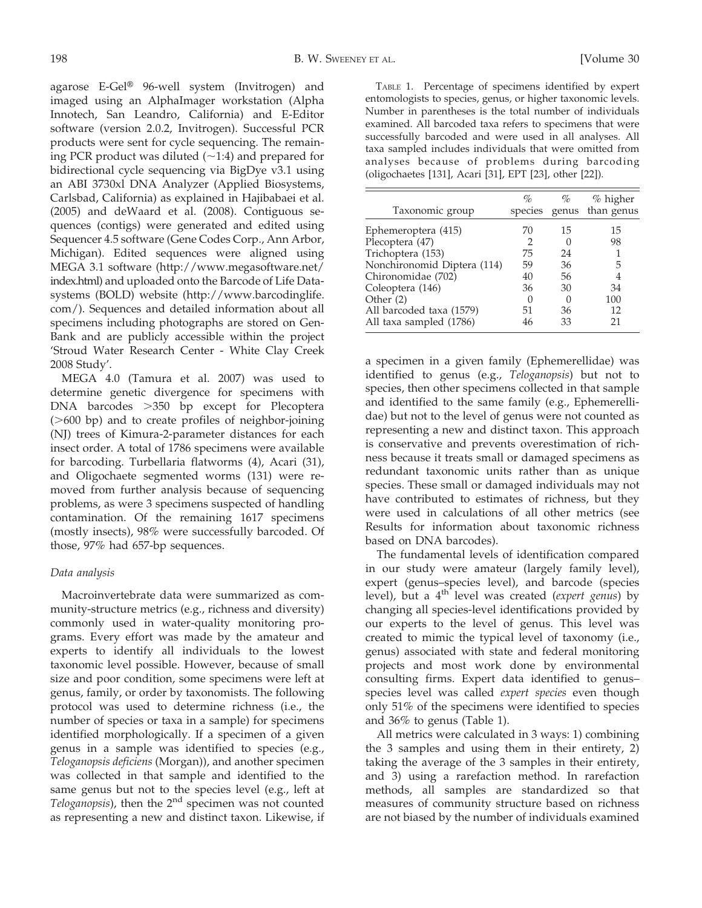agarose E-Gel® 96-well system (Invitrogen) and imaged using an AlphaImager workstation (Alpha Innotech, San Leandro, California) and E-Editor software (version 2.0.2, Invitrogen). Successful PCR products were sent for cycle sequencing. The remaining PCR product was diluted (~1:4) and prepared for bidirectional cycle sequencing via BigDye v3.1 using an ABI 3730xl DNA Analyzer (Applied Biosystems, Carlsbad, California) as explained in Hajibabaei et al. (2005) and deWaard et al. (2008). Contiguous sequences (contigs) were generated and edited using Sequencer 4.5 software (Gene Codes Corp., Ann Arbor, Michigan). Edited sequences were aligned using MEGA 3.1 software (http://www.megasoftware.net/index.html) and uploaded onto the Barcode of Life Datasystems (BOLD) website (http://www.barcodinglife.com/). Sequences and detailed information about all specimens including photographs are stored on GenBank and are publicly accessible within the project 'Stroud Water Research Center - White Clay Creek 2008 Study'.

MEGA 4.0 (Tamura et al. 2007) was used to determine genetic divergence for specimens with DNA barcodes >350 bp except for Plecoptera (>600 bp) and to create profiles of neighbor-joining (NJ) trees of Kimura-2-parameter distances for each insect order. A total of 1786 specimens were available for barcoding. Turbellaria flatworms (4), Acari (31), and Oligochaete segmented worms (131) were removed from further analysis because of sequencing problems, as were 3 specimens suspected of handling contamination. Of the remaining 1617 specimens (mostly insects), 98% were successfully barcoded. Of those, 97% had 657-bp sequences.

### Data analysis

Macroinvertebrate data were summarized as community-structure metrics (e.g., richness and diversity) commonly used in water-quality monitoring programs. Every effort was made by the amateur and experts to identify all individuals to the lowest taxonomic level possible. However, because of small size and poor condition, some specimens were left at genus, family, or order by taxonomists. The following protocol was used to determine richness (i.e., the number of species or taxa in a sample) for specimens identified morphologically. If a specimen of a given genus in a sample was identified to species (e.g., *Teloganopsis deficiens* (Morgan)), and another specimen was collected in that sample and identified to the same genus but not to the species level (e.g., left at *Teloganopsis*), then the 2nd specimen was not counted as representing a new and distinct taxon. Likewise, if a specimen in a given family (Ephemerellidae) was identified to genus (e.g., *Teloganopsis*) but not to species, then other specimens collected in that sample and identified to the same family (e.g., Ephemerellidae) but not to the level of genus were not counted as representing a new and distinct taxon. This approach is conservative and prevents overestimation of richness because it treats small or damaged specimens as redundant taxonomic units rather than as unique species. These small or damaged individuals may not have contributed to estimates of richness, but they were used in calculations of all other metrics (see Results for information about taxonomic richness based on DNA barcodes).

TABLE 1. Percentage of specimens identified by expert entomologists to species, genus, or higher taxonomic levels. Number in parentheses is the total number of individuals examined. All barcoded taxa refers to specimens that were successfully barcoded and were used in all analyses. All taxa sampled includes individuals that were omitted from analyses because of problems during barcoding (oligochaetes [131], Acari [31], EPT [23], other [22]).

| Taxonomic group | % species | % genus | % higher than genus |
|---|---|---|---|
| Ephemeroptera (415) | 70 | 15 | 15 |
| Plecoptera (47) | 2 | 0 | 98 |
| Trichoptera (153) | 75 | 24 | 1 |
| Nonchironomid Diptera (114) | 59 | 36 | 5 |
| Chironomidae (702) | 40 | 56 | 4 |
| Coleoptera (146) | 36 | 30 | 34 |
| Other (2) | 0 | 0 | 100 |
| All barcoded taxa (1579) | 51 | 36 | 12 |
| All taxa sampled (1786) | 46 | 33 | 21 |

The fundamental levels of identification compared in our study were amateur (largely family level), expert (genus–species level), and barcode (species level), but a 4th level was created (*expert genus*) by changing all species-level identifications provided by our experts to the level of genus. This level was created to mimic the typical level of taxonomy (i.e., genus) associated with state and federal monitoring projects and most work done by environmental consulting firms. Expert data identified to genus–species level was called *expert species* even though only 51% of the specimens were identified to species and 36% to genus (Table 1).

All metrics were calculated in 3 ways: 1) combining the 3 samples and using them in their entirety, 2) taking the average of the 3 samples in their entirety, and 3) using a rarefaction method. In rarefaction methods, all samples are standardized so that measures of community structure based on richness are not biased by the number of individuals examined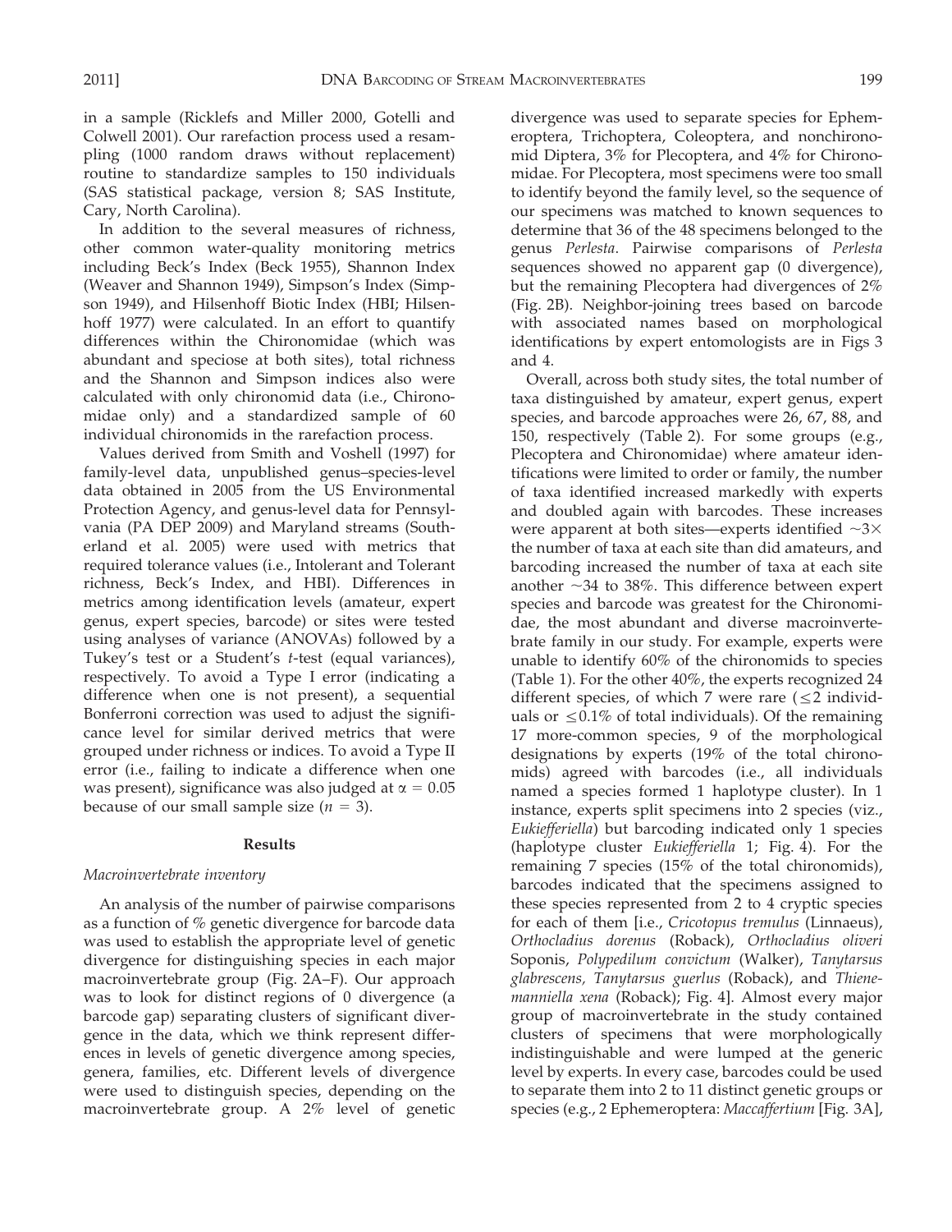in a sample (Ricklefs and Miller 2000, Gotelli and Colwell 2001). Our rarefaction process used a resampling (1000 random draws without replacement) routine to standardize samples to 150 individuals (SAS statistical package, version 8; SAS Institute, Cary, North Carolina).

In addition to the several measures of richness, other common water-quality monitoring metrics including Beck's Index (Beck 1955), Shannon Index (Weaver and Shannon 1949), Simpson's Index (Simpson 1949), and Hilsenhoff Biotic Index (HBI; Hilsenhoff 1977) were calculated. In an effort to quantify differences within the Chironomidae (which was abundant and speciose at both sites), total richness and the Shannon and Simpson indices also were calculated with only chironomid data (i.e., Chironomidae only) and a standardized sample of 60 individual chironomids in the rarefaction process.

Values derived from Smith and Voshell (1997) for family-level data, unpublished genus–species-level data obtained in 2005 from the US Environmental Protection Agency, and genus-level data for Pennsylvania (PA DEP 2009) and Maryland streams (Southerland et al. 2005) were used with metrics that required tolerance values (i.e., Intolerant and Tolerant richness, Beck's Index, and HBI). Differences in metrics among identification levels (amateur, expert genus, expert species, barcode) or sites were tested using analyses of variance (ANOVAs) followed by a Tukey's test or a Student's *t*-test (equal variances), respectively. To avoid a Type I error (indicating a difference when one is not present), a sequential Bonferroni correction was used to adjust the significance level for similar derived metrics that were grouped under richness or indices. To avoid a Type II error (i.e., failing to indicate a difference when one was present), significance was also judged at $\alpha = 0.05$ because of our small sample size ($n = 3$).

## Results

### Macroinvertebrate inventory

An analysis of the number of pairwise comparisons as a function of % genetic divergence for barcode data was used to establish the appropriate level of genetic divergence for distinguishing species in each major macroinvertebrate group (Fig. 2A–F). Our approach was to look for distinct regions of 0 divergence (a barcode gap) separating clusters of significant divergence in the data, which we think represent differences in levels of genetic divergence among species, genera, families, etc. Different levels of divergence were used to distinguish species, depending on the macroinvertebrate group. A 2% level of genetic divergence was used to separate species for Ephemeroptera, Trichoptera, Coleoptera, and nonchironomid Diptera, 3% for Plecoptera, and 4% for Chironomidae. For Plecoptera, most specimens were too small to identify beyond the family level, so the sequence of our specimens was matched to known sequences to determine that 36 of the 48 specimens belonged to the genus *Perlesta*. Pairwise comparisons of *Perlesta* sequences showed no apparent gap (0 divergence), but the remaining Plecoptera had divergences of 2% (Fig. 2B). Neighbor-joining trees based on barcode with associated names based on morphological identifications by expert entomologists are in Figs 3 and 4.

Overall, across both study sites, the total number of taxa distinguished by amateur, expert genus, expert species, and barcode approaches were 26, 67, 88, and 150, respectively (Table 2). For some groups (e.g., Plecoptera and Chironomidae) where amateur identifications were limited to order or family, the number of taxa identified increased markedly with experts and doubled again with barcodes. These increases were apparent at both sites—experts identified ~3× the number of taxa at each site than did amateurs, and barcoding increased the number of taxa at each site another ~34 to 38%. This difference between expert species and barcode was greatest for the Chironomidae, the most abundant and diverse macroinvertebrate family in our study. For example, experts were unable to identify 60% of the chironomids to species (Table 1). For the other 40%, the experts recognized 24 different species, of which 7 were rare (≤2 individuals or ≤0.1% of total individuals). Of the remaining 17 more-common species, 9 of the morphological designations by experts (19% of the total chironomids) agreed with barcodes (i.e., all individuals named a species formed 1 haplotype cluster). In 1 instance, experts split specimens into 2 species (viz., *Eukiefferiella*) but barcoding indicated only 1 species (haplotype cluster *Eukiefferiella* 1; Fig. 4). For the remaining 7 species (15% of the total chironomids), barcodes indicated that the specimens assigned to these species represented from 2 to 4 cryptic species for each of them [i.e., *Cricotopus tremulus* (Linnaeus), *Orthocladius dorenus* (Roback), *Orthocladius oliveri* Soponis, *Polypedilum convictum* (Walker), *Tanytarsus glabrescens, Tanytarsus guerlus* (Roback), and *Thienemanniella xena* (Roback); Fig. 4]. Almost every major group of macroinvertebrate in the study contained clusters of specimens that were morphologically indistinguishable and were lumped at the generic level by experts. In every case, barcodes could be used to separate them into 2 to 11 distinct genetic groups or species (e.g., 2 Ephemeroptera: *Maccaffertium* [Fig. 3A],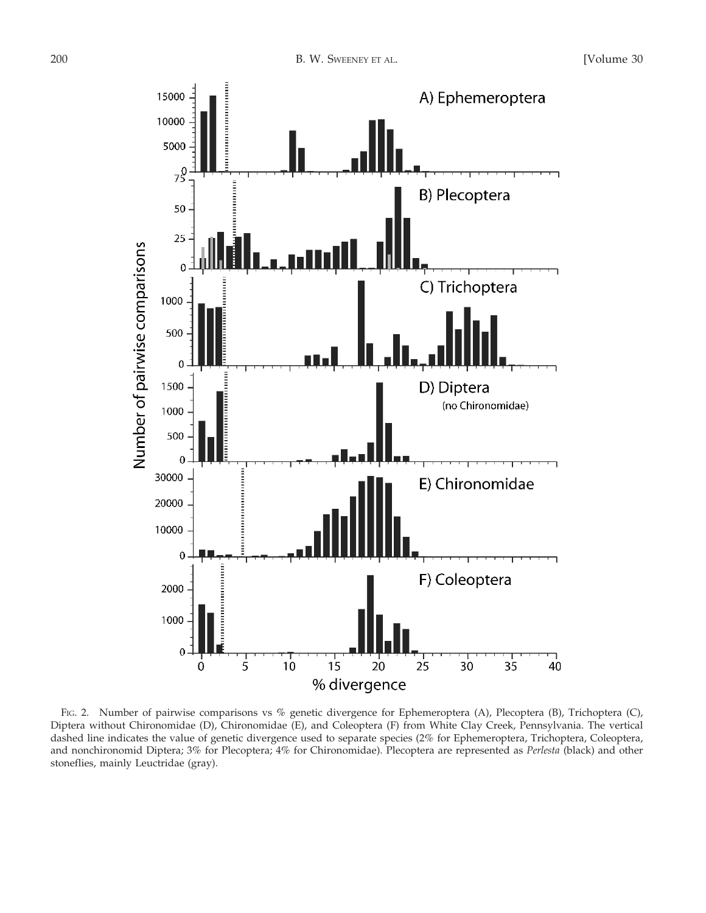FIG. 2. Number of pairwise comparisons vs % genetic divergence for Ephemeroptera (A), Plecoptera (B), Trichoptera (C), Diptera without Chironomidae (D), Chironomidae (E), and Coleoptera (F) from White Clay Creek, Pennsylvania. The vertical dashed line indicates the value of genetic divergence used to separate species (2% for Ephemeroptera, Trichoptera, Coleoptera, and nonchironomid Diptera; 3% for Plecoptera; 4% for Chironomidae). Plecoptera are represented as *Perlesta* (black) and other stoneflies, mainly Leuctridae (gray).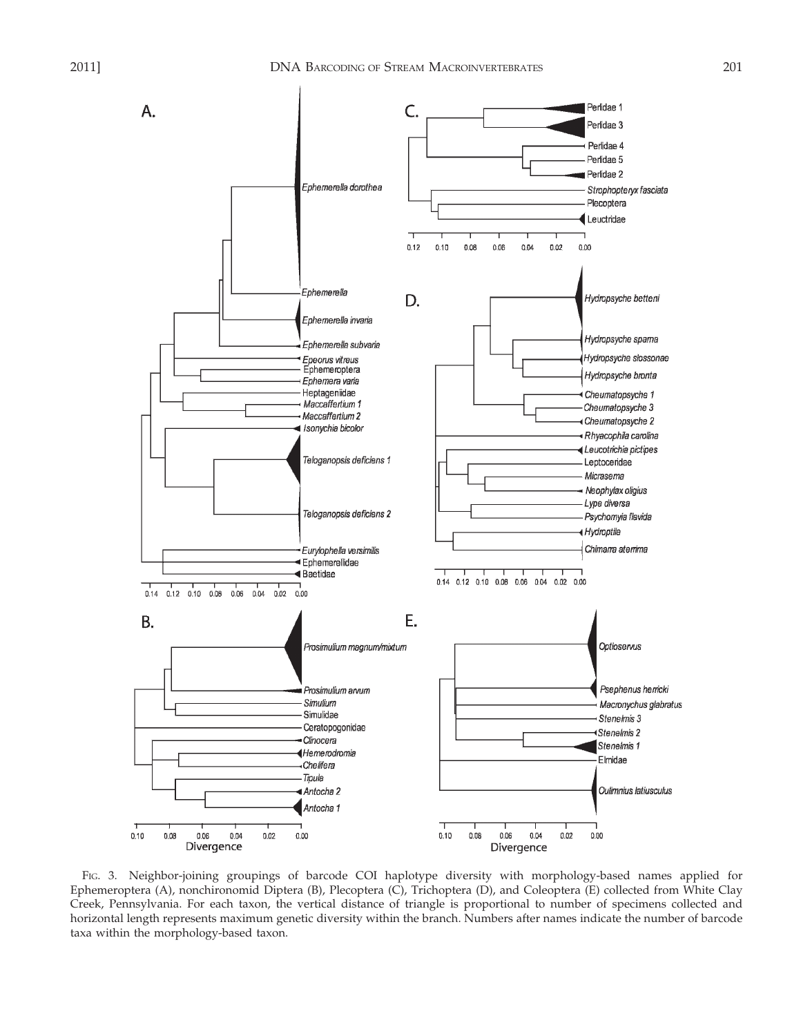FIG. 3. Neighbor-joining groupings of barcode COI haplotype diversity with morphology-based names applied for Ephemeroptera (A), nonchironomid Diptera (B), Plecoptera (C), Trichoptera (D), and Coleoptera (E) collected from White Clay Creek, Pennsylvania. For each taxon, the vertical distance of triangle is proportional to number of specimens collected and horizontal length represents maximum genetic diversity within the branch. Numbers after names indicate the number of barcode taxa within the morphology-based taxon.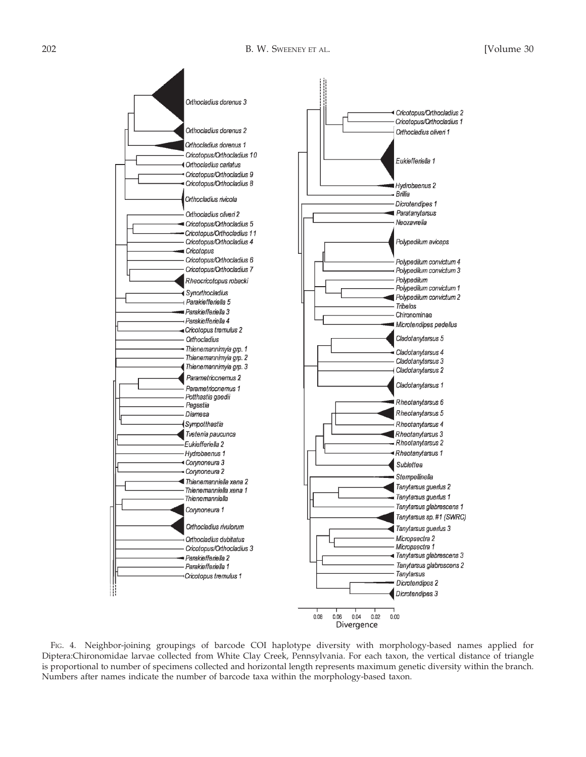Fig. 4. Neighbor-joining groupings of barcode COI haplotype diversity with morphology-based names applied for Diptera:Chironomidae larvae collected from White Clay Creek, Pennsylvania. For each taxon, the vertical distance of triangle is proportional to number of specimens collected and horizontal length represents maximum genetic diversity within the branch. Numbers after names indicate the number of barcode taxa within the morphology-based taxon.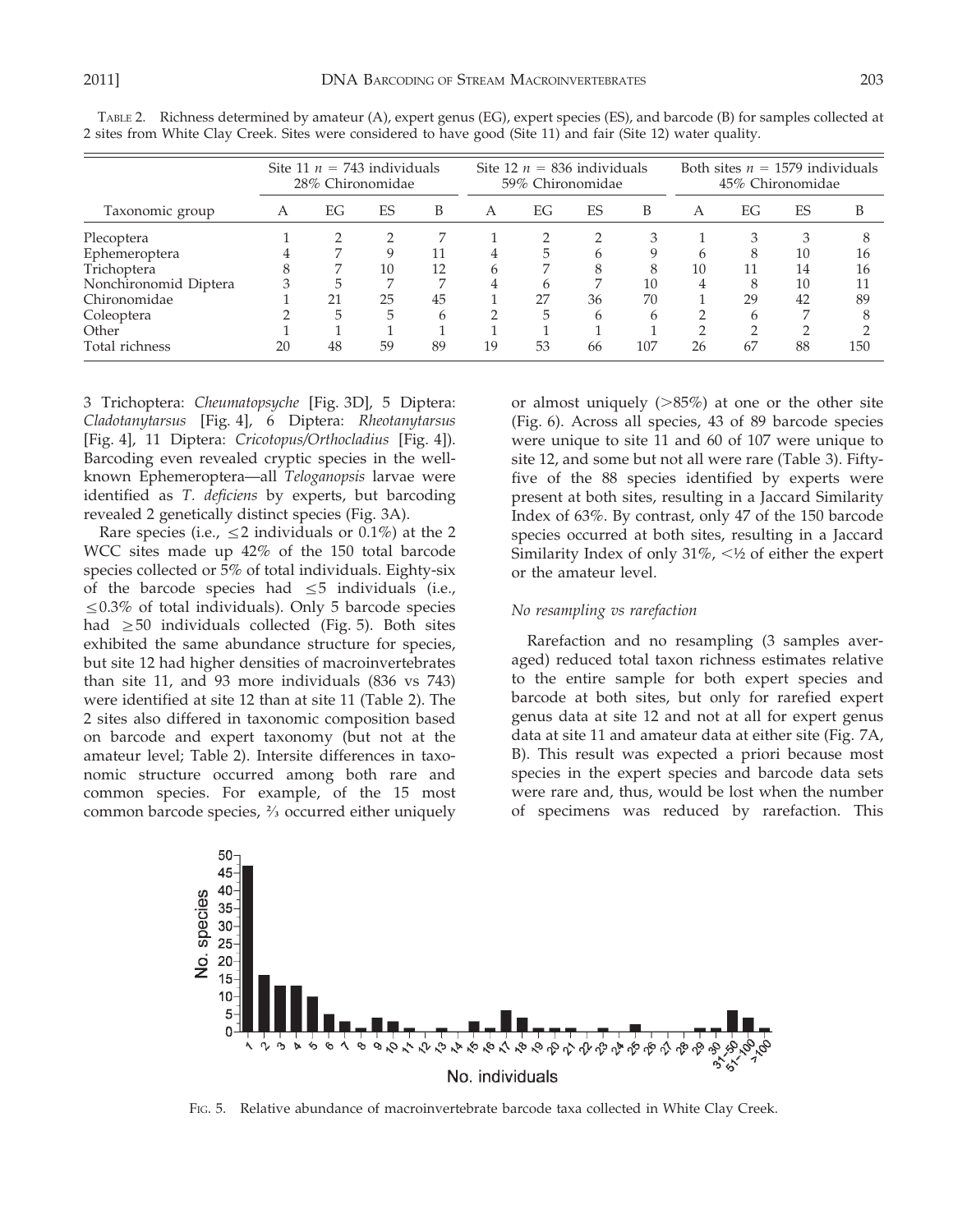TABLE 2. Richness determined by amateur (A), expert genus (EG), expert species (ES), and barcode (B) for samples collected at 2 sites from White Clay Creek. Sites were considered to have good (Site 11) and fair (Site 12) water quality.

| | Site 11 $n$ = 743 individuals 28% Chironomidae | | | | Site 12 $n$ = 836 individuals 59% Chironomidae | | | | Both sites $n$ = 1579 individuals 45% Chironomidae | | | |
|---|---|---|---|---|---|---|---|---|---|---|---|---|
| Taxonomic group | A | EG | ES | B | A | EG | ES | B | A | EG | ES | B |
| Plecoptera | 1 | 2 | 2 | 7 | 1 | 2 | 2 | 3 | 1 | 3 | 3 | 8 |
| Ephemeroptera | 4 | 7 | 9 | 11 | 4 | 5 | 6 | 9 | 6 | 8 | 10 | 16 |
| Trichoptera | 8 | 7 | 10 | 12 | 6 | 7 | 8 | 8 | 10 | 11 | 14 | 16 |
| Nonchironomid Diptera | 3 | 5 | 7 | 7 | 4 | 6 | 7 | 10 | 4 | 8 | 10 | 11 |
| Chironomidae | 1 | 21 | 25 | 45 | 1 | 27 | 36 | 70 | 1 | 29 | 42 | 89 |
| Coleoptera | 2 | 5 | 5 | 6 | 2 | 5 | 6 | 6 | 2 | 6 | 7 | 8 |
| Other | 1 | 1 | 1 | 1 | 1 | 1 | 1 | 1 | 2 | 2 | 2 | 2 |
| Total richness | 20 | 48 | 59 | 89 | 19 | 53 | 66 | 107 | 26 | 67 | 88 | 150 |

3 Trichoptera: *Cheumatopsyche* [Fig. 3D], 5 Diptera: *Cladotanytarsus* [Fig. 4], 6 Diptera: *Rheotanytarsus* [Fig. 4], 11 Diptera: *Cricotopus/Orthocladius* [Fig. 4]). Barcoding even revealed cryptic species in the well-known Ephemeroptera—all *Teloganopsis* larvae were identified as *T. deficiens* by experts, but barcoding revealed 2 genetically distinct species (Fig. 3A).

Rare species (i.e., $\leq$2 individuals or 0.1%) at the 2 WCC sites made up 42% of the 150 total barcode species collected or 5% of total individuals. Eighty-six of the barcode species had $\leq$5 individuals (i.e., $\leq$0.3% of total individuals). Only 5 barcode species had $\geq$50 individuals collected (Fig. 5). Both sites exhibited the same abundance structure for species, but site 12 had higher densities of macroinvertebrates than site 11, and 93 more individuals (836 vs 743) were identified at site 12 than at site 11 (Table 2). The 2 sites also differed in taxonomic composition based on barcode and expert taxonomy (but not at the amateur level; Table 2). Intersite differences in taxonomic structure occurred among both rare and common species. For example, of the 15 most common barcode species, ⅔ occurred either uniquely or almost uniquely (>85%) at one or the other site (Fig. 6). Across all species, 43 of 89 barcode species were unique to site 11 and 60 of 107 were unique to site 12, and some but not all were rare (Table 3). Fifty-five of the 88 species identified by experts were present at both sites, resulting in a Jaccard Similarity Index of 63%. By contrast, only 47 of the 150 barcode species occurred at both sites, resulting in a Jaccard Similarity Index of only 31%, <½ of either the expert or the amateur level.

### *No resampling vs rarefaction*

Rarefaction and no resampling (3 samples averaged) reduced total taxon richness estimates relative to the entire sample for both expert species and barcode at both sites, but only for rarefied expert genus data at site 12 and not at all for expert genus data at site 11 and amateur data at either site (Fig. 7A, B). This result was expected a priori because most species in the expert species and barcode data sets were rare and, thus, would be lost when the number of specimens was reduced by rarefaction. This

FIG. 5. Relative abundance of macroinvertebrate barcode taxa collected in White Clay Creek.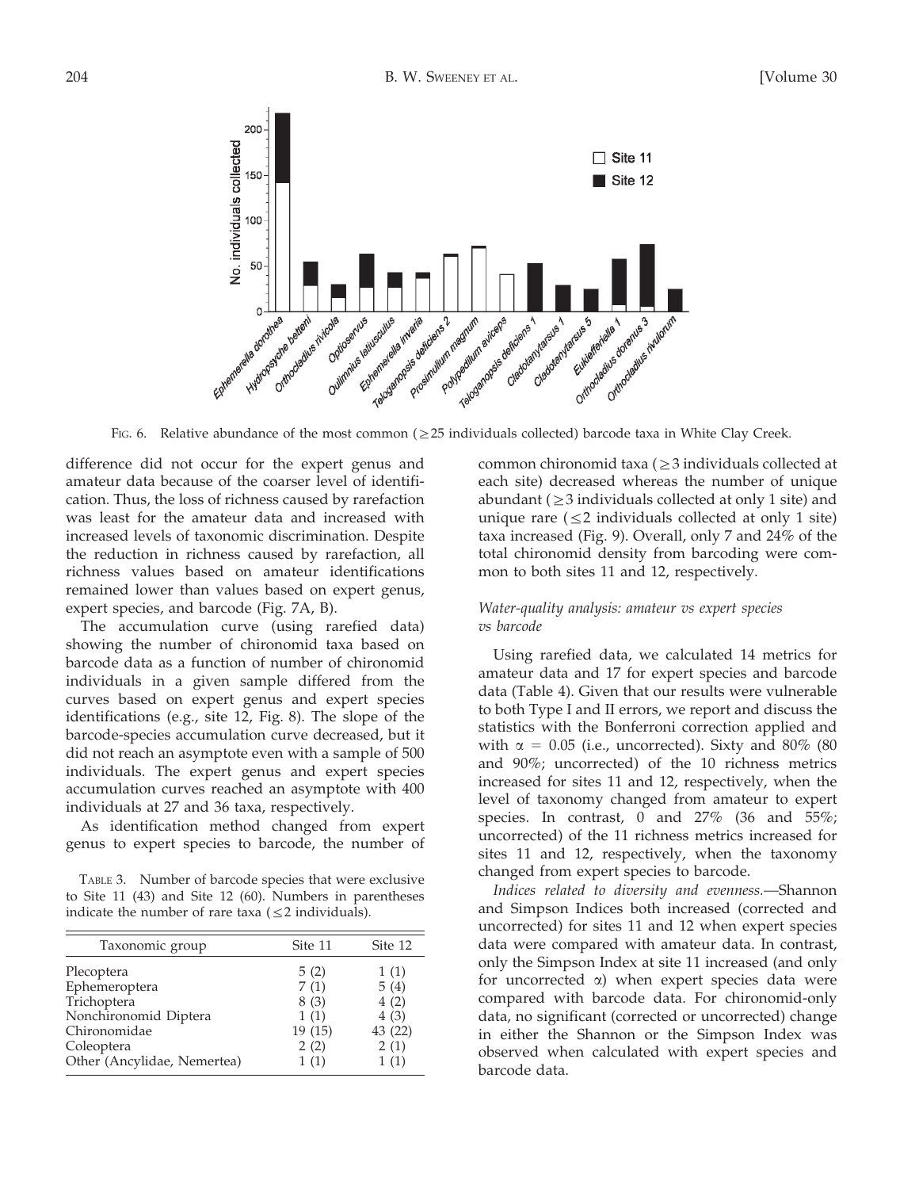FIG. 6. Relative abundance of the most common (≥25 individuals collected) barcode taxa in White Clay Creek.

difference did not occur for the expert genus and amateur data because of the coarser level of identification. Thus, the loss of richness caused by rarefaction was least for the amateur data and increased with increased levels of taxonomic discrimination. Despite the reduction in richness caused by rarefaction, all richness values based on amateur identifications remained lower than values based on expert genus, expert species, and barcode (Fig. 7A, B).

The accumulation curve (using rarefied data) showing the number of chironomid taxa based on barcode data as a function of number of chironomid individuals in a given sample differed from the curves based on expert genus and expert species identifications (e.g., site 12, Fig. 8). The slope of the barcode-species accumulation curve decreased, but it did not reach an asymptote even with a sample of 500 individuals. The expert genus and expert species accumulation curves reached an asymptote with 400 individuals at 27 and 36 taxa, respectively.

As identification method changed from expert genus to expert species to barcode, the number of common chironomid taxa (≥3 individuals collected at each site) decreased whereas the number of unique abundant (≥3 individuals collected at only 1 site) and unique rare (≤2 individuals collected at only 1 site) taxa increased (Fig. 9). Overall, only 7 and 24% of the total chironomid density from barcoding were common to both sites 11 and 12, respectively.

TABLE 3. Number of barcode species that were exclusive to Site 11 (43) and Site 12 (60). Numbers in parentheses indicate the number of rare taxa (≤2 individuals).

| Taxonomic group | Site 11 | Site 12 |
|---|---|---|
| Plecoptera | 5 (2) | 1 (1) |
| Ephemeroptera | 7 (1) | 5 (4) |
| Trichoptera | 8 (3) | 4 (2) |
| Nonchironomid Diptera | 1 (1) | 4 (3) |
| Chironomidae | 19 (15) | 43 (22) |
| Coleoptera | 2 (2) | 2 (1) |
| Other (Ancylidae, Nemertea) | 1 (1) | 1 (1) |

### *Water-quality analysis: amateur vs expert species vs barcode*

Using rarefied data, we calculated 14 metrics for amateur data and 17 for expert species and barcode data (Table 4). Given that our results were vulnerable to both Type I and II errors, we report and discuss the statistics with the Bonferroni correction applied and with $\alpha = 0.05$ (i.e., uncorrected). Sixty and 80% (80 and 90%; uncorrected) of the 10 richness metrics increased for sites 11 and 12, respectively, when the level of taxonomy changed from amateur to expert species. In contrast, 0 and 27% (36 and 55%; uncorrected) of the 11 richness metrics increased for sites 11 and 12, respectively, when the taxonomy changed from expert species to barcode.

*Indices related to diversity and evenness.*—Shannon and Simpson Indices both increased (corrected and uncorrected) for sites 11 and 12 when expert species data were compared with amateur data. In contrast, only the Simpson Index at site 11 increased (and only for uncorrected $\alpha$) when expert species data were compared with barcode data. For chironomid-only data, no significant (corrected or uncorrected) change in either the Shannon or the Simpson Index was observed when calculated with expert species and barcode data.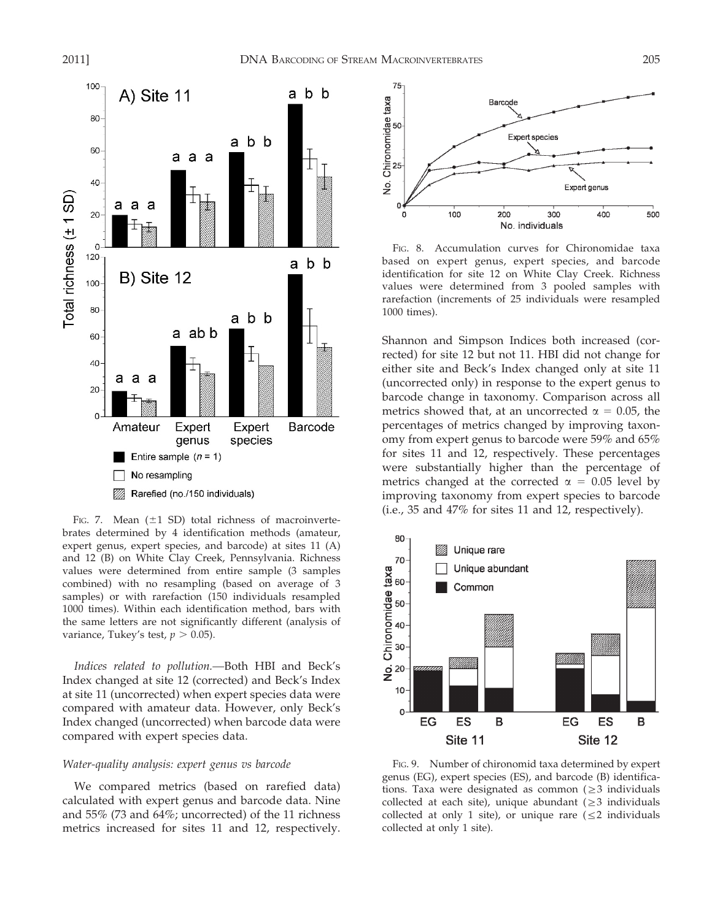FIG. 7. Mean (±1 SD) total richness of macroinvertebrates determined by 4 identification methods (amateur, expert genus, expert species, and barcode) at sites 11 (A) and 12 (B) on White Clay Creek, Pennsylvania. Richness values were determined from entire sample (3 samples combined) with no resampling (based on average of 3 samples) or with rarefaction (150 individuals resampled 1000 times). Within each identification method, bars with the same letters are not significantly different (analysis of variance, Tukey's test, $p > 0.05$).

*Indices related to pollution.*—Both HBI and Beck's Index changed at site 12 (corrected) and Beck's Index at site 11 (uncorrected) when expert species data were compared with amateur data. However, only Beck's Index changed (uncorrected) when barcode data were compared with expert species data.

### *Water-quality analysis: expert genus vs barcode*

We compared metrics (based on rarefied data) calculated with expert genus and barcode data. Nine and 55% (73 and 64%; uncorrected) of the 11 richness metrics increased for sites 11 and 12, respectively. Shannon and Simpson Indices both increased (corrected) for site 12 but not 11. HBI did not change for either site and Beck's Index changed only at site 11 (uncorrected only) in response to the expert genus to barcode change in taxonomy. Comparison across all metrics showed that, at an uncorrected $\alpha = 0.05$, the percentages of metrics changed by improving taxonomy from expert genus to barcode were 59% and 65% for sites 11 and 12, respectively. These percentages were substantially higher than the percentage of metrics changed at the corrected $\alpha = 0.05$ level by improving taxonomy from expert species to barcode (i.e., 35 and 47% for sites 11 and 12, respectively).

FIG. 8. Accumulation curves for Chironomidae taxa based on expert genus, expert species, and barcode identification for site 12 on White Clay Creek. Richness values were determined from 3 pooled samples with rarefaction (increments of 25 individuals were resampled 1000 times).

FIG. 9. Number of chironomid taxa determined by expert genus (EG), expert species (ES), and barcode (B) identifications. Taxa were designated as common (≥3 individuals collected at each site), unique abundant (≥3 individuals collected at only 1 site), or unique rare (≤2 individuals collected at only 1 site).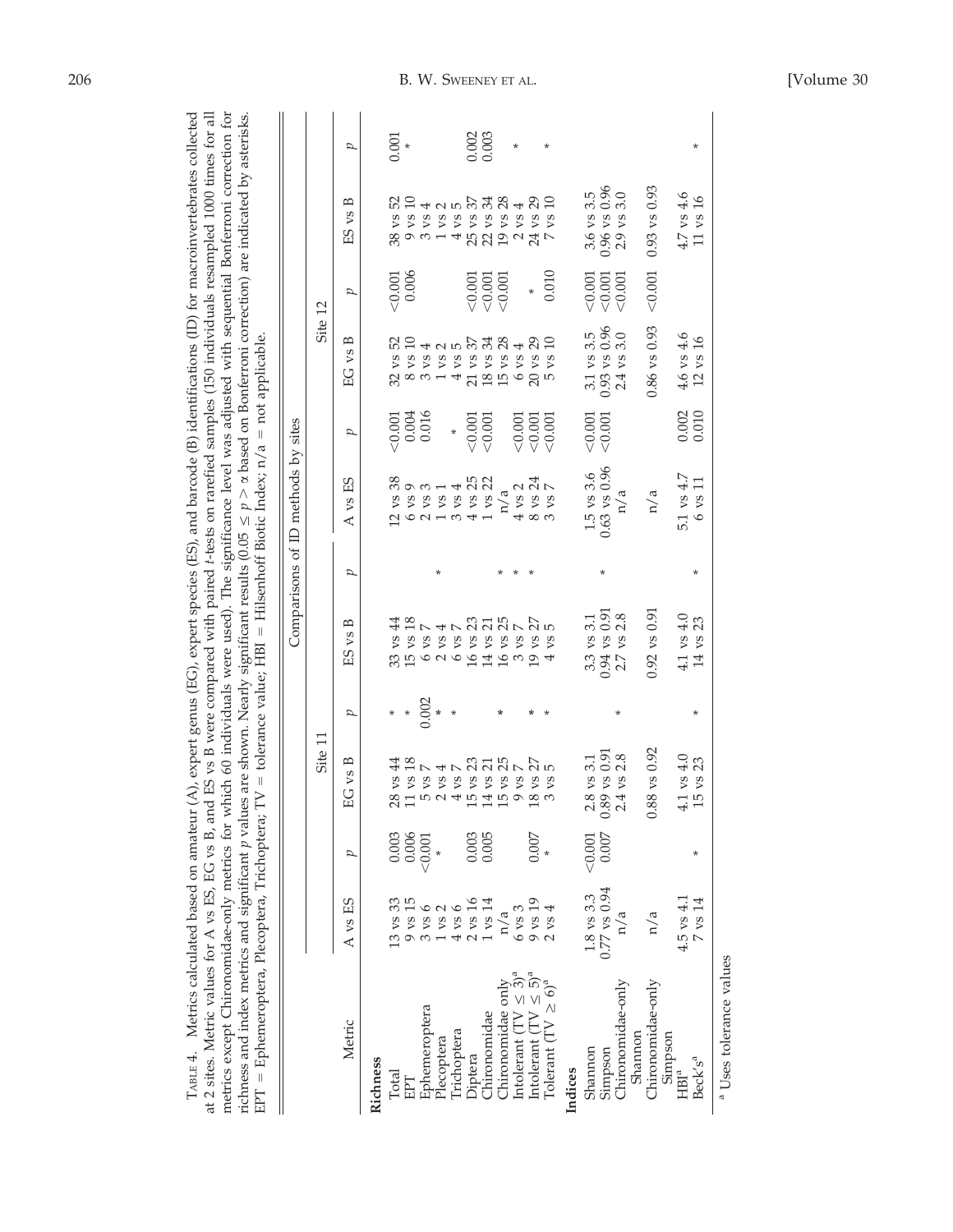TABLE 4. Metrics calculated based on amateur (A), expert genus (EG), expert species (ES), and barcode (B) identifications (ID) for macroinvertebrates collected at 2 sites. Metric values for A vs ES, EG vs B, and ES vs B were compared with paired *t*-tests on rarefied samples (150 individuals resampled 1000 times for all metrics except Chironomidae-only metrics for which 60 individuals were used). The significance level was adjusted with sequential Bonferroni correction for richness and index metrics and significant *p* values are shown. Nearly significant results ($0.05 \le p > \alpha$ based on Bonferroni correction) are indicated by asterisks. EPT = Ephemeroptera, Plecoptera, Trichoptera; TV = tolerance value; HBI = Hilsenhoff Biotic Index; n/a = not applicable.

| | Comparisons of ID methods by sites | | | | | | | | | | | |
|---|---|---|---|---|---|---|---|---|---|---|---|---|
| | Site 11 | | | | | | Site 12 | | | | | |
| Metric | A vs ES | *p* | EG vs B | *p* | ES vs B | *p* | A vs ES | *p* | EG vs B | *p* | ES vs B | *p* |
| **Richness** | | | | | | | | | | | | |
| Total | 13 vs 33 | 0.003 | 28 vs 44 | * | 33 vs 44 | | 12 vs 38 | <0.001 | 32 vs 52 | <0.001 | 38 vs 52 | 0.001 |
| EPT | 9 vs 15 | 0.006 | 11 vs 18 | * | 15 vs 18 | | 6 vs 9 | 0.004 | 8 vs 10 | 0.006 | 9 vs 10 | * |
| Ephemeroptera | 3 vs 6 | <0.001 | 5 vs 7 | 0.002 | 6 vs 7 | | 2 vs 3 | 0.016 | 3 vs 4 | | 3 vs 4 | |
| Plecoptera | 1 vs 2 | * | 2 vs 4 | * | 2 vs 4 | * | 1 vs 1 | | 1 vs 2 | | 1 vs 2 | |
| Trichoptera | 4 vs 6 | | 4 vs 7 | * | 6 vs 7 | | 3 vs 4 | * | 4 vs 5 | | 4 vs 5 | |
| Diptera | 2 vs 16 | 0.003 | 15 vs 23 | | 16 vs 23 | | 4 vs 25 | <0.001 | 21 vs 37 | <0.001 | 25 vs 37 | 0.002 |
| Chironomidae | 1 vs 14 | 0.005 | 14 vs 21 | | 14 vs 21 | | 1 vs 22 | <0.001 | 18 vs 34 | <0.001 | 22 vs 34 | 0.003 |
| Chironomidae only | n/a | | 15 vs 25 | * | 16 vs 25 | * | n/a | | 15 vs 28 | <0.001 | 19 vs 28 | |
| Intolerant ($TV \le 3$)[a] | 6 vs 3 | | 9 vs 7 | | 3 vs 7 | * | 4 vs 2 | <0.001 | 6 vs 4 | | 2 vs 4 | * |
| Intolerant ($TV \le 5$)[a] | 9 vs 19 | 0.007 | 18 vs 27 | * | 19 vs 27 | * | 8 vs 24 | <0.001 | 20 vs 29 | * | 24 vs 29 | |
| Tolerant ($TV \ge 6$)[a] | 2 vs 4 | * | 3 vs 5 | * | 4 vs 5 | | 3 vs 7 | <0.001 | 5 vs 10 | 0.010 | 7 vs 10 | * |
| **Indices** | | | | | | | | | | | | |
| Shannon | 1.8 vs 3.3 | <0.001 | 2.8 vs 3.1 | | 3.3 vs 3.1 | | 1.5 vs 3.6 | <0.001 | 3.1 vs 3.5 | <0.001 | 3.6 vs 3.5 | |
| Simpson | 0.77 vs 0.94 | 0.007 | 0.89 vs 0.91 | | 0.94 vs 0.91 | * | 0.63 vs 0.96 | <0.001 | 0.93 vs 0.96 | <0.001 | 0.96 vs 0.96 | |
| Chironomidae-only Shannon | n/a | | 2.4 vs 2.8 | * | 2.7 vs 2.8 | | n/a | | 2.4 vs 3.0 | <0.001 | 2.9 vs 3.0 | |
| Chironomidae-only Simpson | n/a | | 0.88 vs 0.92 | | 0.92 vs 0.91 | | n/a | | 0.86 vs 0.93 | <0.001 | 0.93 vs 0.93 | |
| HBI[a] | 4.5 vs 4.1 | | 4.1 vs 4.0 | | 4.1 vs 4.0 | | 5.1 vs 4.7 | 0.002 | 4.6 vs 4.6 | | 4.7 vs 4.6 | |
| Beck's[a] | 7 vs 14 | * | 15 vs 23 | * | 14 vs 23 | * | 6 vs 11 | 0.010 | 12 vs 16 | | 11 vs 16 | * |

[a] Uses tolerance values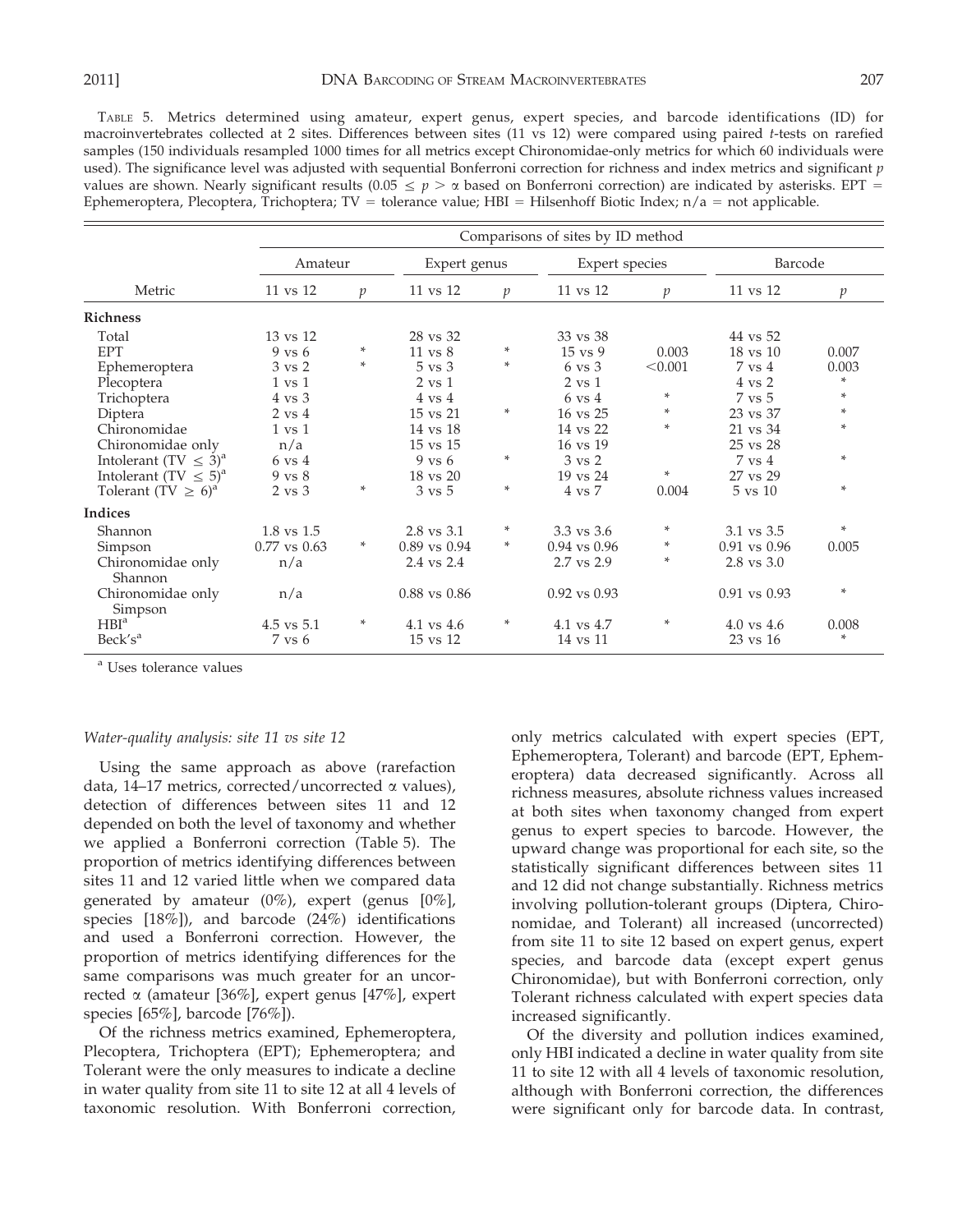TABLE 5. Metrics determined using amateur, expert genus, expert species, and barcode identifications (ID) for macroinvertebrates collected at 2 sites. Differences between sites (11 vs 12) were compared using paired *t*-tests on rarefied samples (150 individuals resampled 1000 times for all metrics except Chironomidae-only metrics for which 60 individuals were used). The significance level was adjusted with sequential Bonferroni correction for richness and index metrics and significant *p* values are shown. Nearly significant results ($0.05 \leq p > \alpha$ based on Bonferroni correction) are indicated by asterisks. EPT = Ephemeroptera, Plecoptera, Trichoptera; TV = tolerance value; HBI = Hilsenhoff Biotic Index; n/a = not applicable.

| Metric | Amateur | | Expert genus | | Expert species | | Barcode | |
|---|---|---|---|---|---|---|---|---|
| | 11 vs 12 | *p* | 11 vs 12 | *p* | 11 vs 12 | *p* | 11 vs 12 | *p* |
| **Richness** | | | | | | | | |
| Total | 13 vs 12 | | 28 vs 32 | | 33 vs 38 | | 44 vs 52 | |
| EPT | 9 vs 6 | * | 11 vs 8 | * | 15 vs 9 | 0.003 | 18 vs 10 | 0.007 |
| Ephemeroptera | 3 vs 2 | * | 5 vs 3 | * | 6 vs 3 | <0.001 | 7 vs 4 | 0.003 |
| Plecoptera | 1 vs 1 | | 2 vs 1 | | 2 vs 1 | | 4 vs 2 | * |
| Trichoptera | 4 vs 3 | | 4 vs 4 | | 6 vs 4 | * | 7 vs 5 | * |
| Diptera | 2 vs 4 | | 15 vs 21 | * | 16 vs 25 | * | 23 vs 37 | * |
| Chironomidae | 1 vs 1 | | 14 vs 18 | | 14 vs 22 | * | 21 vs 34 | * |
| Chironomidae only | n/a | | 15 vs 15 | | 16 vs 19 | | 25 vs 28 | |
| Intolerant ($TV \leq 3$)[a] | 6 vs 4 | | 9 vs 6 | * | 3 vs 2 | | 7 vs 4 | * |
| Intolerant ($TV \leq 5$)[a] | 9 vs 8 | | 18 vs 20 | | 19 vs 24 | * | 27 vs 29 | |
| Tolerant ($TV \geq 6$)[a] | 2 vs 3 | * | 3 vs 5 | * | 4 vs 7 | 0.004 | 5 vs 10 | * |
| **Indices** | | | | | | | | |
| Shannon | 1.8 vs 1.5 | | 2.8 vs 3.1 | * | 3.3 vs 3.6 | * | 3.1 vs 3.5 | * |
| Simpson | 0.77 vs 0.63 | * | 0.89 vs 0.94 | * | 0.94 vs 0.96 | * | 0.91 vs 0.96 | 0.005 |
| Chironomidae only Shannon | n/a | | 2.4 vs 2.4 | | 2.7 vs 2.9 | * | 2.8 vs 3.0 | |
| Chironomidae only Simpson | n/a | | 0.88 vs 0.86 | | 0.92 vs 0.93 | | 0.91 vs 0.93 | * |
| HBI[a] | 4.5 vs 5.1 | * | 4.1 vs 4.6 | * | 4.1 vs 4.7 | * | 4.0 vs 4.6 | 0.008 |
| Beck's[a] | 7 vs 6 | | 15 vs 12 | | 14 vs 11 | | 23 vs 16 | * |

[a] Uses tolerance values

### *Water-quality analysis: site 11 vs site 12*

Using the same approach as above (rarefaction data, 14–17 metrics, corrected/uncorrected $\alpha$ values), detection of differences between sites 11 and 12 depended on both the level of taxonomy and whether we applied a Bonferroni correction (Table 5). The proportion of metrics identifying differences between sites 11 and 12 varied little when we compared data generated by amateur (0%), expert (genus [0%], species [18%]), and barcode (24%) identifications and used a Bonferroni correction. However, the proportion of metrics identifying differences for the same comparisons was much greater for an uncorrected $\alpha$ (amateur [36%], expert genus [47%], expert species [65%], barcode [76%]).

Of the richness metrics examined, Ephemeroptera, Plecoptera, Trichoptera (EPT); Ephemeroptera; and Tolerant were the only measures to indicate a decline in water quality from site 11 to site 12 at all 4 levels of taxonomic resolution. With Bonferroni correction, only metrics calculated with expert species (EPT, Ephemeroptera, Tolerant) and barcode (EPT, Ephemeroptera) data decreased significantly. Across all richness measures, absolute richness values increased at both sites when taxonomy changed from expert genus to expert species to barcode. However, the upward change was proportional for each site, so the statistically significant differences between sites 11 and 12 did not change substantially. Richness metrics involving pollution-tolerant groups (Diptera, Chironomidae, and Tolerant) all increased (uncorrected) from site 11 to site 12 based on expert genus, expert species, and barcode data (except expert genus Chironomidae), but with Bonferroni correction, only Tolerant richness calculated with expert species data increased significantly.

Of the diversity and pollution indices examined, only HBI indicated a decline in water quality from site 11 to site 12 with all 4 levels of taxonomic resolution, although with Bonferroni correction, the differences were significant only for barcode data. In contrast,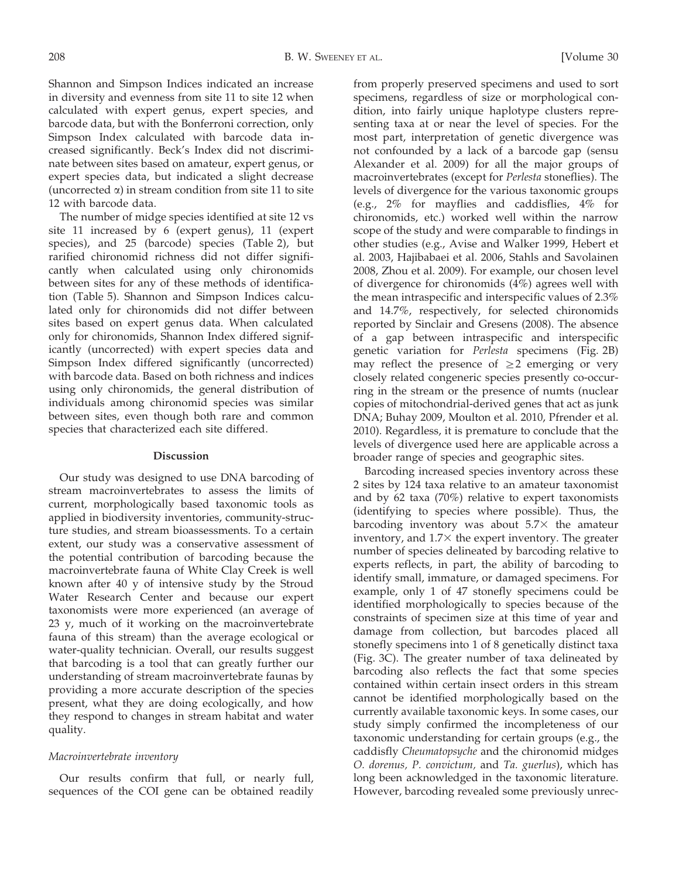Shannon and Simpson Indices indicated an increase in diversity and evenness from site 11 to site 12 when calculated with expert genus, expert species, and barcode data, but with the Bonferroni correction, only Simpson Index calculated with barcode data increased significantly. Beck's Index did not discriminate between sites based on amateur, expert genus, or expert species data, but indicated a slight decrease (uncorrected $\alpha$) in stream condition from site 11 to site 12 with barcode data.

The number of midge species identified at site 12 vs site 11 increased by 6 (expert genus), 11 (expert species), and 25 (barcode) species (Table 2), but rarified chironomid richness did not differ significantly when calculated using only chironomids between sites for any of these methods of identification (Table 5). Shannon and Simpson Indices calculated only for chironomids did not differ between sites based on expert genus data. When calculated only for chironomids, Shannon Index differed significantly (uncorrected) with expert species data and Simpson Index differed significantly (uncorrected) with barcode data. Based on both richness and indices using only chironomids, the general distribution of individuals among chironomid species was similar between sites, even though both rare and common species that characterized each site differed.

## Discussion

Our study was designed to use DNA barcoding of stream macroinvertebrates to assess the limits of current, morphologically based taxonomic tools as applied in biodiversity inventories, community-structure studies, and stream bioassessments. To a certain extent, our study was a conservative assessment of the potential contribution of barcoding because the macroinvertebrate fauna of White Clay Creek is well known after 40 y of intensive study by the Stroud Water Research Center and because our expert taxonomists were more experienced (an average of 23 y, much of it working on the macroinvertebrate fauna of this stream) than the average ecological or water-quality technician. Overall, our results suggest that barcoding is a tool that can greatly further our understanding of stream macroinvertebrate faunas by providing a more accurate description of the species present, what they are doing ecologically, and how they respond to changes in stream habitat and water quality.

### *Macroinvertebrate inventory*

Our results confirm that full, or nearly full, sequences of the COI gene can be obtained readily from properly preserved specimens and used to sort specimens, regardless of size or morphological condition, into fairly unique haplotype clusters representing taxa at or near the level of species. For the most part, interpretation of genetic divergence was not confounded by a lack of a barcode gap (sensu Alexander et al. 2009) for all the major groups of macroinvertebrates (except for *Perlesta* stoneflies). The levels of divergence for the various taxonomic groups (e.g., 2% for mayflies and caddisflies, 4% for chironomids, etc.) worked well within the narrow scope of the study and were comparable to findings in other studies (e.g., Avise and Walker 1999, Hebert et al. 2003, Hajibabaei et al. 2006, Stahls and Savolainen 2008, Zhou et al. 2009). For example, our chosen level of divergence for chironomids (4%) agrees well with the mean intraspecific and interspecific values of 2.3% and 14.7%, respectively, for selected chironomids reported by Sinclair and Gresens (2008). The absence of a gap between intraspecific and interspecific genetic variation for *Perlesta* specimens (Fig. 2B) may reflect the presence of $\geq$2 emerging or very closely related congeneric species presently co-occurring in the stream or the presence of numts (nuclear copies of mitochondrial-derived genes that act as junk DNA; Buhay 2009, Moulton et al. 2010, Pfrender et al. 2010). Regardless, it is premature to conclude that the levels of divergence used here are applicable across a broader range of species and geographic sites.

Barcoding increased species inventory across these 2 sites by 124 taxa relative to an amateur taxonomist and by 62 taxa (70%) relative to expert taxonomists (identifying to species where possible). Thus, the barcoding inventory was about 5.7× the amateur inventory, and 1.7× the expert inventory. The greater number of species delineated by barcoding relative to experts reflects, in part, the ability of barcoding to identify small, immature, or damaged specimens. For example, only 1 of 47 stonefly specimens could be identified morphologically to species because of the constraints of specimen size at this time of year and damage from collection, but barcodes placed all stonefly specimens into 1 of 8 genetically distinct taxa (Fig. 3C). The greater number of taxa delineated by barcoding also reflects the fact that some species contained within certain insect orders in this stream cannot be identified morphologically based on the currently available taxonomic keys. In some cases, our study simply confirmed the incompleteness of our taxonomic understanding for certain groups (e.g., the caddisfly *Cheumatopsyche* and the chironomid midges *O. dorenus, P. convictum,* and *Ta. guerlus*), which has long been acknowledged in the taxonomic literature. However, barcoding revealed some previously unrec-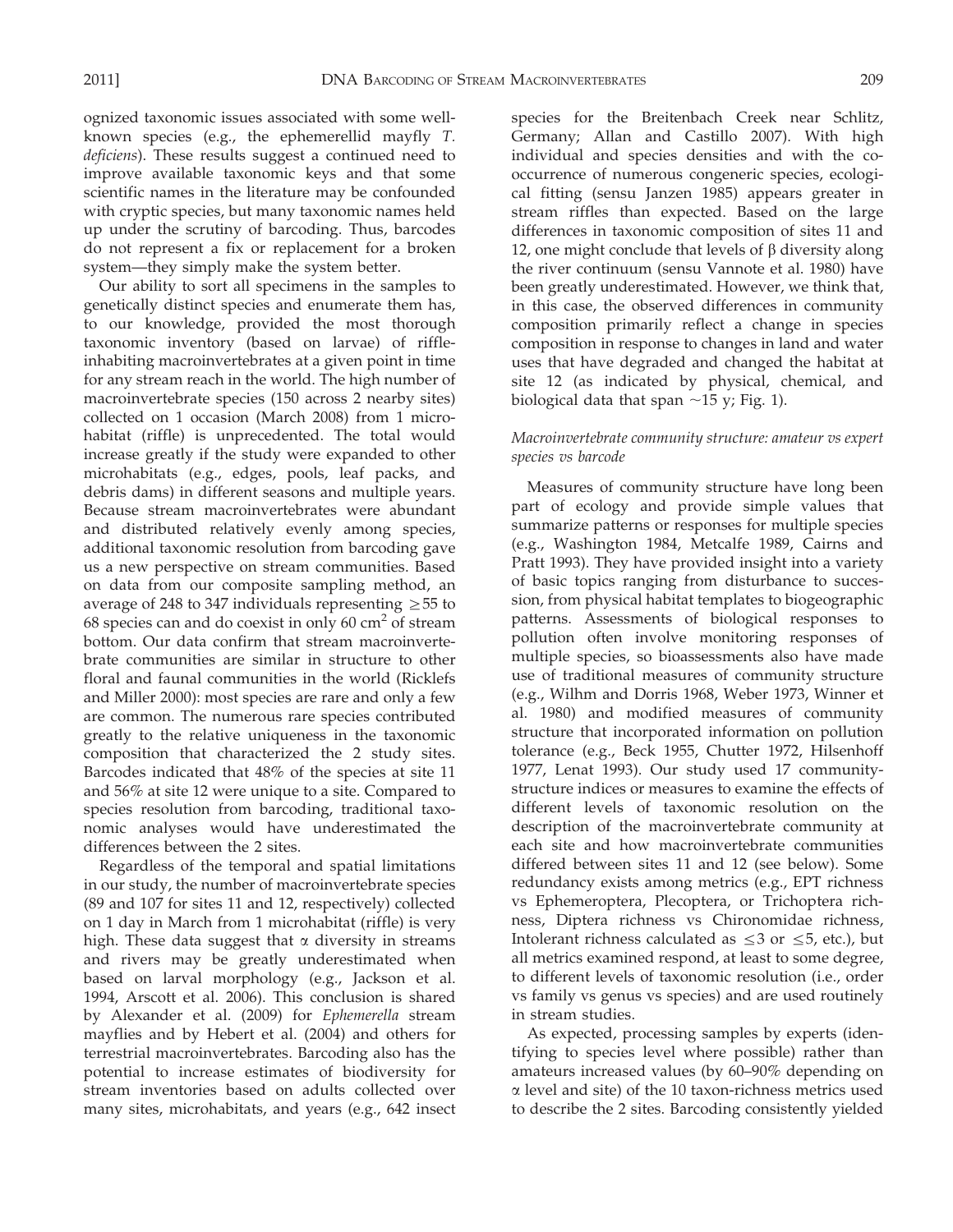ognized taxonomic issues associated with some well-known species (e.g., the ephemerellid mayfly *T. deficiens*). These results suggest a continued need to improve available taxonomic keys and that some scientific names in the literature may be confounded with cryptic species, but many taxonomic names held up under the scrutiny of barcoding. Thus, barcodes do not represent a fix or replacement for a broken system—they simply make the system better.

Our ability to sort all specimens in the samples to genetically distinct species and enumerate them has, to our knowledge, provided the most thorough taxonomic inventory (based on larvae) of riffle-inhabiting macroinvertebrates at a given point in time for any stream reach in the world. The high number of macroinvertebrate species (150 across 2 nearby sites) collected on 1 occasion (March 2008) from 1 microhabitat (riffle) is unprecedented. The total would increase greatly if the study were expanded to other microhabitats (e.g., edges, pools, leaf packs, and debris dams) in different seasons and multiple years. Because stream macroinvertebrates were abundant and distributed relatively evenly among species, additional taxonomic resolution from barcoding gave us a new perspective on stream communities. Based on data from our composite sampling method, an average of 248 to 347 individuals representing $\geq$55 to 68 species can and do coexist in only 60 $cm^2$ of stream bottom. Our data confirm that stream macroinvertebrate communities are similar in structure to other floral and faunal communities in the world (Ricklefs and Miller 2000): most species are rare and only a few are common. The numerous rare species contributed greatly to the relative uniqueness in the taxonomic composition that characterized the 2 study sites. Barcodes indicated that 48% of the species at site 11 and 56% at site 12 were unique to a site. Compared to species resolution from barcoding, traditional taxonomic analyses would have underestimated the differences between the 2 sites.

Regardless of the temporal and spatial limitations in our study, the number of macroinvertebrate species (89 and 107 for sites 11 and 12, respectively) collected on 1 day in March from 1 microhabitat (riffle) is very high. These data suggest that $\alpha$ diversity in streams and rivers may be greatly underestimated when based on larval morphology (e.g., Jackson et al. 1994, Arscott et al. 2006). This conclusion is shared by Alexander et al. (2009) for *Ephemerella* stream mayflies and by Hebert et al. (2004) and others for terrestrial macroinvertebrates. Barcoding also has the potential to increase estimates of biodiversity for stream inventories based on adults collected over many sites, microhabitats, and years (e.g., 642 insect species for the Breitenbach Creek near Schlitz, Germany; Allan and Castillo 2007). With high individual and species densities and with the co-occurrence of numerous congeneric species, ecological fitting (sensu Janzen 1985) appears greater in stream riffles than expected. Based on the large differences in taxonomic composition of sites 11 and 12, one might conclude that levels of $\beta$ diversity along the river continuum (sensu Vannote et al. 1980) have been greatly underestimated. However, we think that, in this case, the observed differences in community composition primarily reflect a change in species composition in response to changes in land and water uses that have degraded and changed the habitat at site 12 (as indicated by physical, chemical, and biological data that span ~15 y; Fig. 1).

### *Macroinvertebrate community structure: amateur vs expert species vs barcode*

Measures of community structure have long been part of ecology and provide simple values that summarize patterns or responses for multiple species (e.g., Washington 1984, Metcalfe 1989, Cairns and Pratt 1993). They have provided insight into a variety of basic topics ranging from disturbance to succession, from physical habitat templates to biogeographic patterns. Assessments of biological responses to pollution often involve monitoring responses of multiple species, so bioassessments also have made use of traditional measures of community structure (e.g., Wilhm and Dorris 1968, Weber 1973, Winner et al. 1980) and modified measures of community structure that incorporated information on pollution tolerance (e.g., Beck 1955, Chutter 1972, Hilsenhoff 1977, Lenat 1993). Our study used 17 community-structure indices or measures to examine the effects of different levels of taxonomic resolution on the description of the macroinvertebrate community at each site and how macroinvertebrate communities differed between sites 11 and 12 (see below). Some redundancy exists among metrics (e.g., EPT richness vs Ephemeroptera, Plecoptera, or Trichoptera richness, Diptera richness vs Chironomidae richness, Intolerant richness calculated as $\leq$3 or $\leq$5, etc.), but all metrics examined respond, at least to some degree, to different levels of taxonomic resolution (i.e., order vs family vs genus vs species) and are used routinely in stream studies.

As expected, processing samples by experts (identifying to species level where possible) rather than amateurs increased values (by 60–90% depending on $\alpha$ level and site) of the 10 taxon-richness metrics used to describe the 2 sites. Barcoding consistently yielded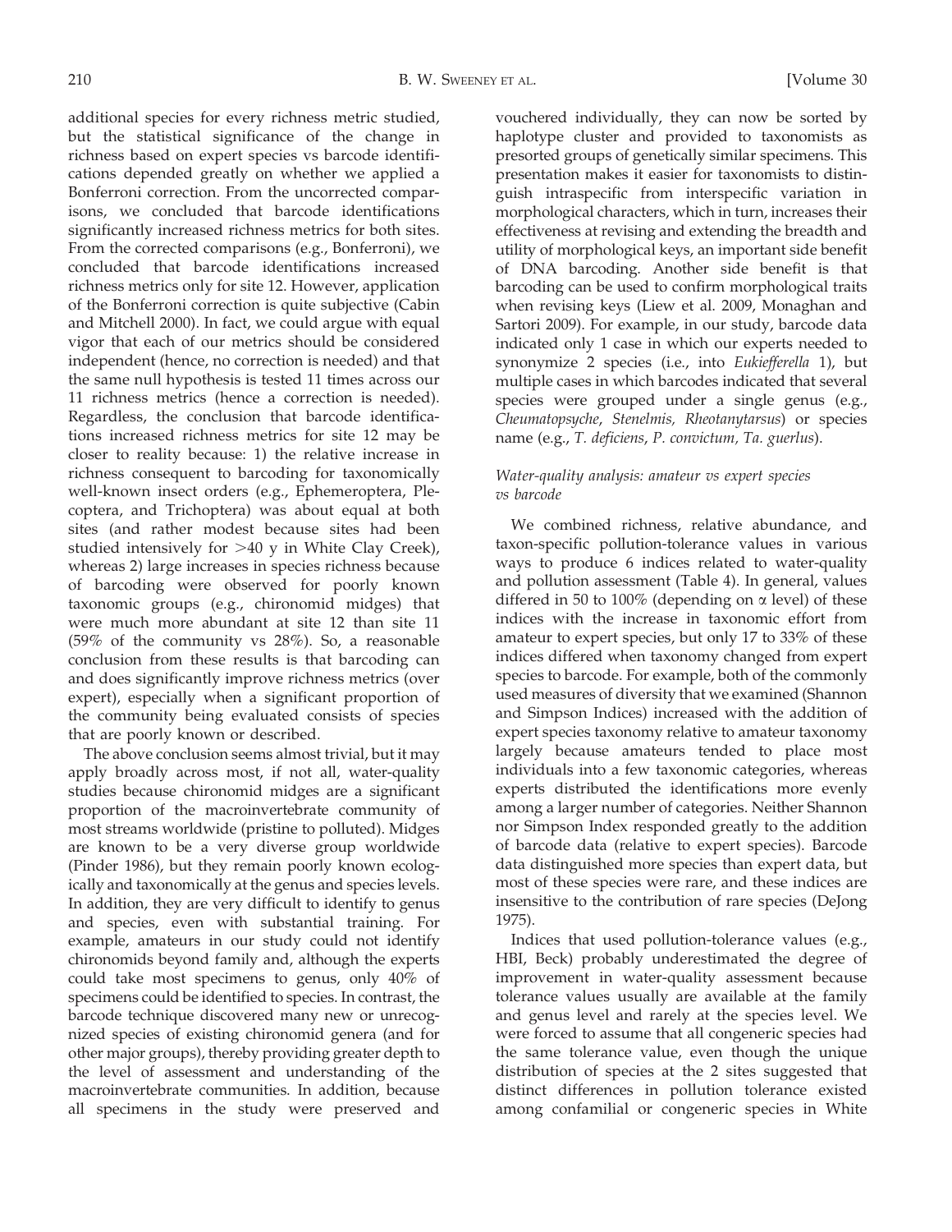additional species for every richness metric studied, but the statistical significance of the change in richness based on expert species vs barcode identifications depended greatly on whether we applied a Bonferroni correction. From the uncorrected comparisons, we concluded that barcode identifications significantly increased richness metrics for both sites. From the corrected comparisons (e.g., Bonferroni), we concluded that barcode identifications increased richness metrics only for site 12. However, application of the Bonferroni correction is quite subjective (Cabin and Mitchell 2000). In fact, we could argue with equal vigor that each of our metrics should be considered independent (hence, no correction is needed) and that the same null hypothesis is tested 11 times across our 11 richness metrics (hence a correction is needed). Regardless, the conclusion that barcode identifications increased richness metrics for site 12 may be closer to reality because: 1) the relative increase in richness consequent to barcoding for taxonomically well-known insect orders (e.g., Ephemeroptera, Plecoptera, and Trichoptera) was about equal at both sites (and rather modest because sites had been studied intensively for >40 y in White Clay Creek), whereas 2) large increases in species richness because of barcoding were observed for poorly known taxonomic groups (e.g., chironomid midges) that were much more abundant at site 12 than site 11 (59% of the community vs 28%). So, a reasonable conclusion from these results is that barcoding can and does significantly improve richness metrics (over expert), especially when a significant proportion of the community being evaluated consists of species that are poorly known or described.

The above conclusion seems almost trivial, but it may apply broadly across most, if not all, water-quality studies because chironomid midges are a significant proportion of the macroinvertebrate community of most streams worldwide (pristine to polluted). Midges are known to be a very diverse group worldwide (Pinder 1986), but they remain poorly known ecologically and taxonomically at the genus and species levels. In addition, they are very difficult to identify to genus and species, even with substantial training. For example, amateurs in our study could not identify chironomids beyond family and, although the experts could take most specimens to genus, only 40% of specimens could be identified to species. In contrast, the barcode technique discovered many new or unrecognized species of existing chironomid genera (and for other major groups), thereby providing greater depth to the level of assessment and understanding of the macroinvertebrate communities. In addition, because all specimens in the study were preserved and vouchered individually, they can now be sorted by haplotype cluster and provided to taxonomists as presorted groups of genetically similar specimens. This presentation makes it easier for taxonomists to distinguish intraspecific from interspecific variation in morphological characters, which in turn, increases their effectiveness at revising and extending the breadth and utility of morphological keys, an important side benefit of DNA barcoding. Another side benefit is that barcoding can be used to confirm morphological traits when revising keys (Liew et al. 2009, Monaghan and Sartori 2009). For example, in our study, barcode data indicated only 1 case in which our experts needed to synonymize 2 species (i.e., into *Eukiefferella* 1), but multiple cases in which barcodes indicated that several species were grouped under a single genus (e.g., *Cheumatopsyche*, *Stenelmis, Rheotanytarsus*) or species name (e.g., *T. deficiens*, *P. convictum, Ta. guerlus*).

### *Water-quality analysis: amateur vs expert species vs barcode*

We combined richness, relative abundance, and taxon-specific pollution-tolerance values in various ways to produce 6 indices related to water-quality and pollution assessment (Table 4). In general, values differed in 50 to 100% (depending on $\alpha$ level) of these indices with the increase in taxonomic effort from amateur to expert species, but only 17 to 33% of these indices differed when taxonomy changed from expert species to barcode. For example, both of the commonly used measures of diversity that we examined (Shannon and Simpson Indices) increased with the addition of expert species taxonomy relative to amateur taxonomy largely because amateurs tended to place most individuals into a few taxonomic categories, whereas experts distributed the identifications more evenly among a larger number of categories. Neither Shannon nor Simpson Index responded greatly to the addition of barcode data (relative to expert species). Barcode data distinguished more species than expert data, but most of these species were rare, and these indices are insensitive to the contribution of rare species (DeJong 1975).

Indices that used pollution-tolerance values (e.g., HBI, Beck) probably underestimated the degree of improvement in water-quality assessment because tolerance values usually are available at the family and genus level and rarely at the species level. We were forced to assume that all congeneric species had the same tolerance value, even though the unique distribution of species at the 2 sites suggested that distinct differences in pollution tolerance existed among confamilial or congeneric species in White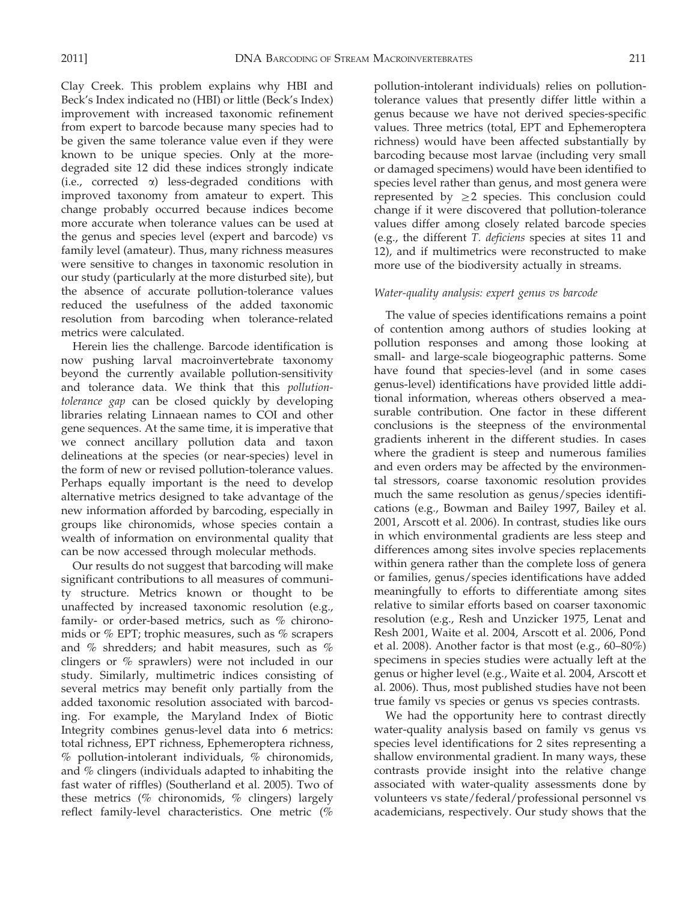Clay Creek. This problem explains why HBI and Beck's Index indicated no (HBI) or little (Beck's Index) improvement with increased taxonomic refinement from expert to barcode because many species had to be given the same tolerance value even if they were known to be unique species. Only at the more-degraded site 12 did these indices strongly indicate (i.e., corrected α) less-degraded conditions with improved taxonomy from amateur to expert. This change probably occurred because indices become more accurate when tolerance values can be used at the genus and species level (expert and barcode) vs family level (amateur). Thus, many richness measures were sensitive to changes in taxonomic resolution in our study (particularly at the more disturbed site), but the absence of accurate pollution-tolerance values reduced the usefulness of the added taxonomic resolution from barcoding when tolerance-related metrics were calculated.

Herein lies the challenge. Barcode identification is now pushing larval macroinvertebrate taxonomy beyond the currently available pollution-sensitivity and tolerance data. We think that this *pollution-tolerance gap* can be closed quickly by developing libraries relating Linnaean names to COI and other gene sequences. At the same time, it is imperative that we connect ancillary pollution data and taxon delineations at the species (or near-species) level in the form of new or revised pollution-tolerance values. Perhaps equally important is the need to develop alternative metrics designed to take advantage of the new information afforded by barcoding, especially in groups like chironomids, whose species contain a wealth of information on environmental quality that can be now accessed through molecular methods.

Our results do not suggest that barcoding will make significant contributions to all measures of community structure. Metrics known or thought to be unaffected by increased taxonomic resolution (e.g., family- or order-based metrics, such as % chironomids or % EPT; trophic measures, such as % scrapers and % shredders; and habit measures, such as % clingers or % sprawlers) were not included in our study. Similarly, multimetric indices consisting of several metrics may benefit only partially from the added taxonomic resolution associated with barcoding. For example, the Maryland Index of Biotic Integrity combines genus-level data into 6 metrics: total richness, EPT richness, Ephemeroptera richness, % pollution-intolerant individuals, % chironomids, and % clingers (individuals adapted to inhabiting the fast water of riffles) (Southerland et al. 2005). Two of these metrics (% chironomids, % clingers) largely reflect family-level characteristics. One metric (% pollution-intolerant individuals) relies on pollution-tolerance values that presently differ little within a genus because we have not derived species-specific values. Three metrics (total, EPT and Ephemeroptera richness) would have been affected substantially by barcoding because most larvae (including very small or damaged specimens) would have been identified to species level rather than genus, and most genera were represented by $\geq$2 species. This conclusion could change if it were discovered that pollution-tolerance values differ among closely related barcode species (e.g., the different *T. deficiens* species at sites 11 and 12), and if multimetrics were reconstructed to make more use of the biodiversity actually in streams.

### *Water-quality analysis: expert genus vs barcode*

The value of species identifications remains a point of contention among authors of studies looking at pollution responses and among those looking at small- and large-scale biogeographic patterns. Some have found that species-level (and in some cases genus-level) identifications have provided little additional information, whereas others observed a measurable contribution. One factor in these different conclusions is the steepness of the environmental gradients inherent in the different studies. In cases where the gradient is steep and numerous families and even orders may be affected by the environmental stressors, coarse taxonomic resolution provides much the same resolution as genus/species identifications (e.g., Bowman and Bailey 1997, Bailey et al. 2001, Arscott et al. 2006). In contrast, studies like ours in which environmental gradients are less steep and differences among sites involve species replacements within genera rather than the complete loss of genera or families, genus/species identifications have added meaningfully to efforts to differentiate among sites relative to similar efforts based on coarser taxonomic resolution (e.g., Resh and Unzicker 1975, Lenat and Resh 2001, Waite et al. 2004, Arscott et al. 2006, Pond et al. 2008). Another factor is that most (e.g., 60–80%) specimens in species studies were actually left at the genus or higher level (e.g., Waite et al. 2004, Arscott et al. 2006). Thus, most published studies have not been true family vs species or genus vs species contrasts.

We had the opportunity here to contrast directly water-quality analysis based on family vs genus vs species level identifications for 2 sites representing a shallow environmental gradient. In many ways, these contrasts provide insight into the relative change associated with water-quality assessments done by volunteers vs state/federal/professional personnel vs academicians, respectively. Our study shows that the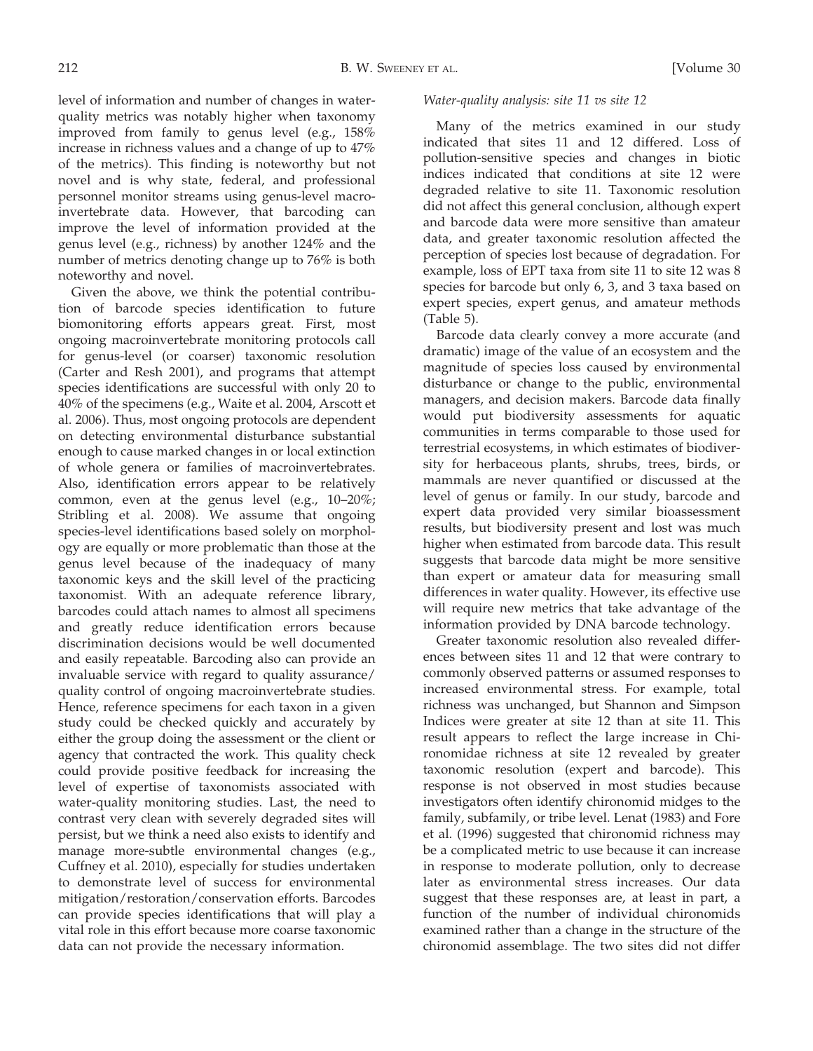level of information and number of changes in water-quality metrics was notably higher when taxonomy improved from family to genus level (e.g., 158% increase in richness values and a change of up to 47% of the metrics). This finding is noteworthy but not novel and is why state, federal, and professional personnel monitor streams using genus-level macroinvertebrate data. However, that barcoding can improve the level of information provided at the genus level (e.g., richness) by another 124% and the number of metrics denoting change up to 76% is both noteworthy and novel.

Given the above, we think the potential contribution of barcode species identification to future biomonitoring efforts appears great. First, most ongoing macroinvertebrate monitoring protocols call for genus-level (or coarser) taxonomic resolution (Carter and Resh 2001), and programs that attempt species identifications are successful with only 20 to 40% of the specimens (e.g., Waite et al. 2004, Arscott et al. 2006). Thus, most ongoing protocols are dependent on detecting environmental disturbance substantial enough to cause marked changes in or local extinction of whole genera or families of macroinvertebrates. Also, identification errors appear to be relatively common, even at the genus level (e.g., 10–20%; Stribling et al. 2008). We assume that ongoing species-level identifications based solely on morphology are equally or more problematic than those at the genus level because of the inadequacy of many taxonomic keys and the skill level of the practicing taxonomist. With an adequate reference library, barcodes could attach names to almost all specimens and greatly reduce identification errors because discrimination decisions would be well documented and easily repeatable. Barcoding also can provide an invaluable service with regard to quality assurance/quality control of ongoing macroinvertebrate studies. Hence, reference specimens for each taxon in a given study could be checked quickly and accurately by either the group doing the assessment or the client or agency that contracted the work. This quality check could provide positive feedback for increasing the level of expertise of taxonomists associated with water-quality monitoring studies. Last, the need to contrast very clean with severely degraded sites will persist, but we think a need also exists to identify and manage more-subtle environmental changes (e.g., Cuffney et al. 2010), especially for studies undertaken to demonstrate level of success for environmental mitigation/restoration/conservation efforts. Barcodes can provide species identifications that will play a vital role in this effort because more coarse taxonomic data can not provide the necessary information.

*Water-quality analysis: site 11 vs site 12*

Many of the metrics examined in our study indicated that sites 11 and 12 differed. Loss of pollution-sensitive species and changes in biotic indices indicated that conditions at site 12 were degraded relative to site 11. Taxonomic resolution did not affect this general conclusion, although expert and barcode data were more sensitive than amateur data, and greater taxonomic resolution affected the perception of species lost because of degradation. For example, loss of EPT taxa from site 11 to site 12 was 8 species for barcode but only 6, 3, and 3 taxa based on expert species, expert genus, and amateur methods (Table 5).

Barcode data clearly convey a more accurate (and dramatic) image of the value of an ecosystem and the magnitude of species loss caused by environmental disturbance or change to the public, environmental managers, and decision makers. Barcode data finally would put biodiversity assessments for aquatic communities in terms comparable to those used for terrestrial ecosystems, in which estimates of biodiversity for herbaceous plants, shrubs, trees, birds, or mammals are never quantified or discussed at the level of genus or family. In our study, barcode and expert data provided very similar bioassessment results, but biodiversity present and lost was much higher when estimated from barcode data. This result suggests that barcode data might be more sensitive than expert or amateur data for measuring small differences in water quality. However, its effective use will require new metrics that take advantage of the information provided by DNA barcode technology.

Greater taxonomic resolution also revealed differences between sites 11 and 12 that were contrary to commonly observed patterns or assumed responses to increased environmental stress. For example, total richness was unchanged, but Shannon and Simpson Indices were greater at site 12 than at site 11. This result appears to reflect the large increase in Chironomidae richness at site 12 revealed by greater taxonomic resolution (expert and barcode). This response is not observed in most studies because investigators often identify chironomid midges to the family, subfamily, or tribe level. Lenat (1983) and Fore et al. (1996) suggested that chironomid richness may be a complicated metric to use because it can increase in response to moderate pollution, only to decrease later as environmental stress increases. Our data suggest that these responses are, at least in part, a function of the number of individual chironomids examined rather than a change in the structure of the chironomid assemblage. The two sites did not differ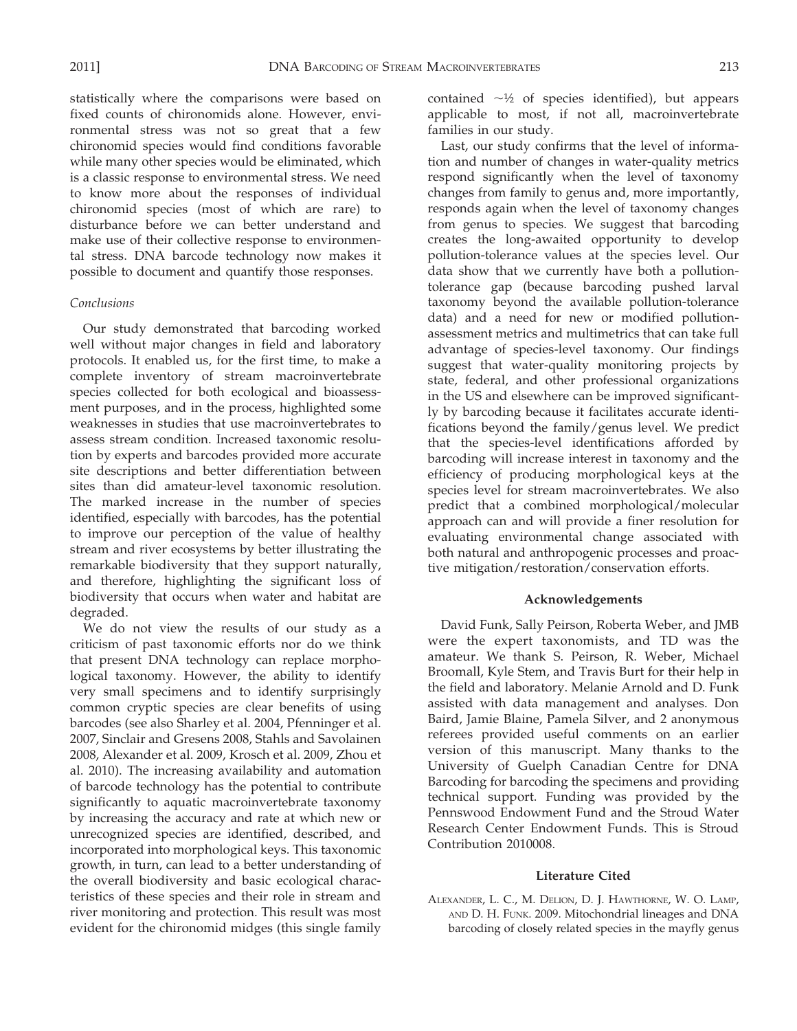statistically where the comparisons were based on fixed counts of chironomids alone. However, environmental stress was not so great that a few chironomid species would find conditions favorable while many other species would be eliminated, which is a classic response to environmental stress. We need to know more about the responses of individual chironomid species (most of which are rare) to disturbance before we can better understand and make use of their collective response to environmental stress. DNA barcode technology now makes it possible to document and quantify those responses.

### *Conclusions*

Our study demonstrated that barcoding worked well without major changes in field and laboratory protocols. It enabled us, for the first time, to make a complete inventory of stream macroinvertebrate species collected for both ecological and bioassessment purposes, and in the process, highlighted some weaknesses in studies that use macroinvertebrates to assess stream condition. Increased taxonomic resolution by experts and barcodes provided more accurate site descriptions and better differentiation between sites than did amateur-level taxonomic resolution. The marked increase in the number of species identified, especially with barcodes, has the potential to improve our perception of the value of healthy stream and river ecosystems by better illustrating the remarkable biodiversity that they support naturally, and therefore, highlighting the significant loss of biodiversity that occurs when water and habitat are degraded.

We do not view the results of our study as a criticism of past taxonomic efforts nor do we think that present DNA technology can replace morphological taxonomy. However, the ability to identify very small specimens and to identify surprisingly common cryptic species are clear benefits of using barcodes (see also Sharley et al. 2004, Pfenninger et al. 2007, Sinclair and Gresens 2008, Stahls and Savolainen 2008, Alexander et al. 2009, Krosch et al. 2009, Zhou et al. 2010). The increasing availability and automation of barcode technology has the potential to contribute significantly to aquatic macroinvertebrate taxonomy by increasing the accuracy and rate at which new or unrecognized species are identified, described, and incorporated into morphological keys. This taxonomic growth, in turn, can lead to a better understanding of the overall biodiversity and basic ecological characteristics of these species and their role in stream and river monitoring and protection. This result was most evident for the chironomid midges (this single family contained ~½ of species identified), but appears applicable to most, if not all, macroinvertebrate families in our study.

Last, our study confirms that the level of information and number of changes in water-quality metrics respond significantly when the level of taxonomy changes from family to genus and, more importantly, responds again when the level of taxonomy changes from genus to species. We suggest that barcoding creates the long-awaited opportunity to develop pollution-tolerance values at the species level. Our data show that we currently have both a pollution-tolerance gap (because barcoding pushed larval taxonomy beyond the available pollution-tolerance data) and a need for new or modified pollution-assessment metrics and multimetrics that can take full advantage of species-level taxonomy. Our findings suggest that water-quality monitoring projects by state, federal, and other professional organizations in the US and elsewhere can be improved significantly by barcoding because it facilitates accurate identifications beyond the family/genus level. We predict that the species-level identifications afforded by barcoding will increase interest in taxonomy and the efficiency of producing morphological keys at the species level for stream macroinvertebrates. We also predict that a combined morphological/molecular approach can and will provide a finer resolution for evaluating environmental change associated with both natural and anthropogenic processes and proactive mitigation/restoration/conservation efforts.

## Acknowledgements

David Funk, Sally Peirson, Roberta Weber, and JMB were the expert taxonomists, and TD was the amateur. We thank S. Peirson, R. Weber, Michael Broomall, Kyle Stem, and Travis Burt for their help in the field and laboratory. Melanie Arnold and D. Funk assisted with data management and analyses. Don Baird, Jamie Blaine, Pamela Silver, and 2 anonymous referees provided useful comments on an earlier version of this manuscript. Many thanks to the University of Guelph Canadian Centre for DNA Barcoding for barcoding the specimens and providing technical support. Funding was provided by the Pennswood Endowment Fund and the Stroud Water Research Center Endowment Funds. This is Stroud Contribution 2010008.

## Literature Cited

Alexander, L. C., M. Delion, D. J. Hawthorne, W. O. Lamp, and D. H. Funk. 2009. Mitochondrial lineages and DNA barcoding of closely related species in the mayfly genus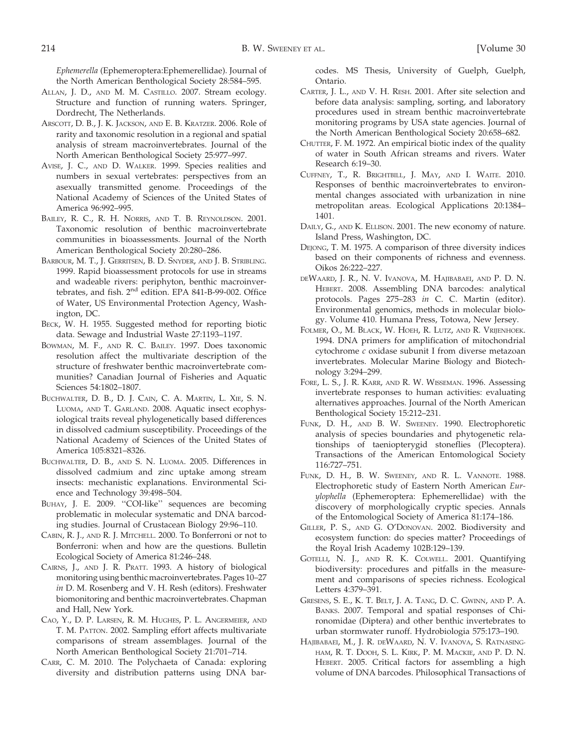*Ephemerella* (Ephemeroptera:Ephemerellidae). Journal of the North American Benthological Society 28:584–595.

ALLAN, J. D., AND M. M. CASTILLO. 2007. Stream ecology. Structure and function of running waters. Springer, Dordrecht, The Netherlands.

ARSCOTT, D. B., J. K. JACKSON, AND E. B. KRATZER. 2006. Role of rarity and taxonomic resolution in a regional and spatial analysis of stream macroinvertebrates. Journal of the North American Benthological Society 25:977–997.

AVISE, J. C., AND D. WALKER. 1999. Species realities and numbers in sexual vertebrates: perspectives from an asexually transmitted genome. Proceedings of the National Academy of Sciences of the United States of America 96:992–995.

BAILEY, R. C., R. H. NORRIS, AND T. B. REYNOLDSON. 2001. Taxonomic resolution of benthic macroinvertebrate communities in bioassessments. Journal of the North American Benthological Society 20:280–286.

BARBOUR, M. T., J. GERRITSEN, B. D. SNYDER, AND J. B. STRIBLING. 1999. Rapid bioassessment protocols for use in streams and wadeable rivers: periphyton, benthic macroinvertebrates, and fish. 2nd edition. EPA 841-B-99-002. Office of Water, US Environmental Protection Agency, Washington, DC.

BECK, W. H. 1955. Suggested method for reporting biotic data. Sewage and Industrial Waste 27:1193–1197.

BOWMAN, M. F., AND R. C. BAILEY. 1997. Does taxonomic resolution affect the multivariate description of the structure of freshwater benthic macroinvertebrate communities? Canadian Journal of Fisheries and Aquatic Sciences 54:1802–1807.

BUCHWALTER, D. B., D. J. CAIN, C. A. MARTIN, L. XIE, S. N. LUOMA, AND T. GARLAND. 2008. Aquatic insect ecophysiological traits reveal phylogenetically based differences in dissolved cadmium susceptibility. Proceedings of the National Academy of Sciences of the United States of America 105:8321–8326.

BUCHWALTER, D. B., AND S. N. LUOMA. 2005. Differences in dissolved cadmium and zinc uptake among stream insects: mechanistic explanations. Environmental Science and Technology 39:498–504.

BUHAY, J. E. 2009. "COI-like" sequences are becoming problematic in molecular systematic and DNA barcoding studies. Journal of Crustacean Biology 29:96–110.

CABIN, R. J., AND R. J. MITCHELL. 2000. To Bonferroni or not to Bonferroni: when and how are the questions. Bulletin Ecological Society of America 81:246–248.

CAIRNS, J., AND J. R. PRATT. 1993. A history of biological monitoring using benthic macroinvertebrates. Pages 10–27 *in* D. M. Rosenberg and V. H. Resh (editors). Freshwater biomonitoring and benthic macroinvertebrates. Chapman and Hall, New York.

CAO, Y., D. P. LARSEN, R. M. HUGHES, P. L. ANGERMEIER, AND T. M. PATTON. 2002. Sampling effort affects multivariate comparisons of stream assemblages. Journal of the North American Benthological Society 21:701–714.

CARR, C. M. 2010. The Polychaeta of Canada: exploring diversity and distribution patterns using DNA barcodes. MS Thesis, University of Guelph, Guelph, Ontario.

CARTER, J. L., AND V. H. RESH. 2001. After site selection and before data analysis: sampling, sorting, and laboratory procedures used in stream benthic macroinvertebrate monitoring programs by USA state agencies. Journal of the North American Benthological Society 20:658–682.

CHUTTER, F. M. 1972. An empirical biotic index of the quality of water in South African streams and rivers. Water Research 6:19–30.

CUFFNEY, T., R. BRIGHTBILL, J. MAY, AND I. WAITE. 2010. Responses of benthic macroinvertebrates to environmental changes associated with urbanization in nine metropolitan areas. Ecological Applications 20:1384–1401.

DAILY, G., AND K. ELLISON. 2001. The new economy of nature. Island Press, Washington, DC.

DEJONG, T. M. 1975. A comparison of three diversity indices based on their components of richness and evenness. Oikos 26:222–227.

DEWAARD, J. R., N. V. IVANOVA, M. HAJIBABAEI, AND P. D. N. HEBERT. 2008. Assembling DNA barcodes: analytical protocols. Pages 275–283 *in* C. C. Martin (editor). Environmental genomics, methods in molecular biology. Volume 410. Humana Press, Totowa, New Jersey.

FOLMER, O., M. BLACK, W. HOEH, R. LUTZ, AND R. VRIJENHOEK. 1994. DNA primers for amplification of mitochondrial cytochrome *c* oxidase subunit I from diverse metazoan invertebrates. Molecular Marine Biology and Biotechnology 3:294–299.

FORE, L. S., J. R. KARR, AND R. W. WISSEMAN. 1996. Assessing invertebrate responses to human activities: evaluating alternatives approaches. Journal of the North American Benthological Society 15:212–231.

FUNK, D. H., AND B. W. SWEENEY. 1990. Electrophoretic analysis of species boundaries and phylogenetic relationships of taeniopterygid stoneflies (Plecoptera). Transactions of the American Entomological Society 116:727–751.

FUNK, D. H., B. W. SWEENEY, AND R. L. VANNOTE. 1988. Electrophoretic study of Eastern North American *Eurylophella* (Ephemeroptera: Ephemerellidae) with the discovery of morphologically cryptic species. Annals of the Entomological Society of America 81:174–186.

GILLER, P. S., AND G. O'DONOVAN. 2002. Biodiversity and ecosystem function: do species matter? Proceedings of the Royal Irish Academy 102B:129–139.

GOTELLI, N. J., AND R. K. COLWELL. 2001. Quantifying biodiversity: procedures and pitfalls in the measurement and comparisons of species richness. Ecological Letters 4:379–391.

GRESENS, S. E., K. T. BELT, J. A. TANG, D. C. GWINN, AND P. A. BANKS. 2007. Temporal and spatial responses of Chironomidae (Diptera) and other benthic invertebrates to urban stormwater runoff. Hydrobiologia 575:173–190.

HAJIBABAEI, M., J. R. DEWAARD, N. V. IVANOVA, S. RATNASINGHAM, R. T. DOOH, S. L. KIRK, P. M. MACKIE, AND P. D. N. HEBERT. 2005. Critical factors for assembling a high volume of DNA barcodes. Philosophical Transactions of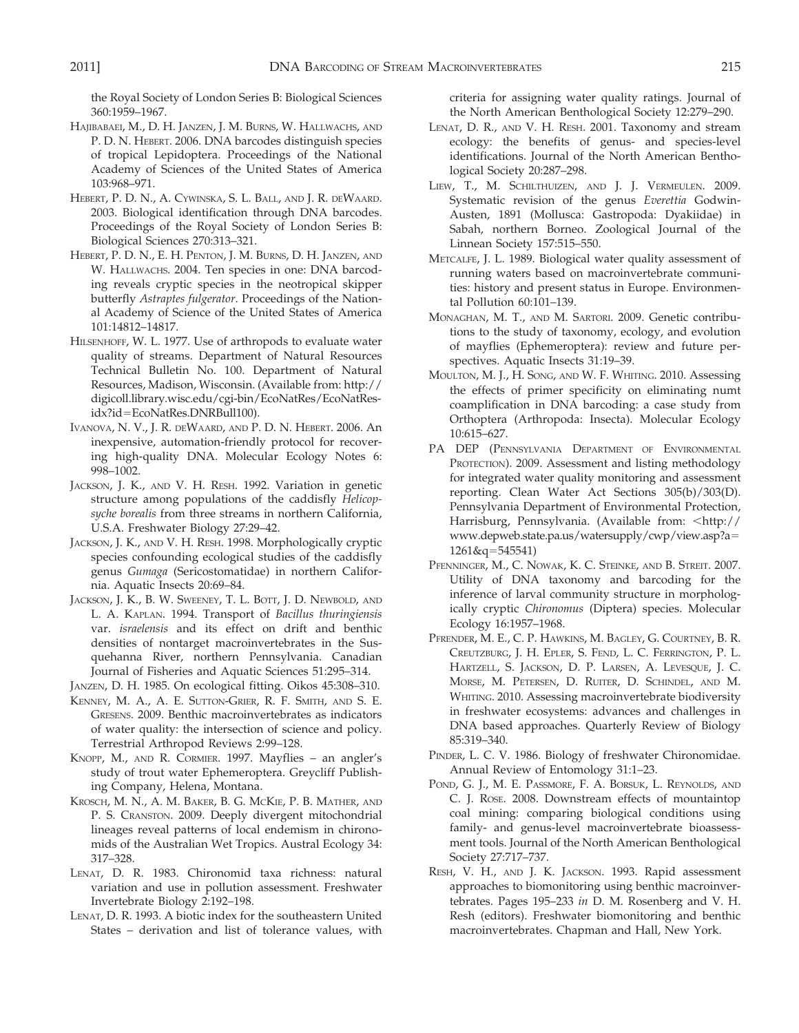the Royal Society of London Series B: Biological Sciences 360:1959–1967.

Hajibabaei, M., D. H. Janzen, J. M. Burns, W. Hallwachs, and P. D. N. Hebert. 2006. DNA barcodes distinguish species of tropical Lepidoptera. Proceedings of the National Academy of Sciences of the United States of America 103:968–971.

Hebert, P. D. N., A. Cywinska, S. L. Ball, and J. R. deWaard. 2003. Biological identification through DNA barcodes. Proceedings of the Royal Society of London Series B: Biological Sciences 270:313–321.

Hebert, P. D. N., E. H. Penton, J. M. Burns, D. H. Janzen, and W. Hallwachs. 2004. Ten species in one: DNA barcoding reveals cryptic species in the neotropical skipper butterfly *Astraptes fulgerator*. Proceedings of the National Academy of Science of the United States of America 101:14812–14817.

Hilsenhoff, W. L. 1977. Use of arthropods to evaluate water quality of streams. Department of Natural Resources Technical Bulletin No. 100. Department of Natural Resources, Madison, Wisconsin. (Available from: http://digicoll.library.wisc.edu/cgi-bin/EcoNatRes/EcoNatRes-idx?id=EcoNatRes.DNRBull100).

Ivanova, N. V., J. R. deWaard, and P. D. N. Hebert. 2006. An inexpensive, automation-friendly protocol for recovering high-quality DNA. Molecular Ecology Notes 6: 998–1002.

Jackson, J. K., and V. H. Resh. 1992. Variation in genetic structure among populations of the caddisfly *Helicopsyche borealis* from three streams in northern California, U.S.A. Freshwater Biology 27:29–42.

Jackson, J. K., and V. H. Resh. 1998. Morphologically cryptic species confounding ecological studies of the caddisfly genus *Gumaga* (Sericostomatidae) in northern California. Aquatic Insects 20:69–84.

Jackson, J. K., B. W. Sweeney, T. L. Bott, J. D. Newbold, and L. A. Kaplan. 1994. Transport of *Bacillus thuringiensis* var. *israelensis* and its effect on drift and benthic densities of nontarget macroinvertebrates in the Susquehanna River, northern Pennsylvania. Canadian Journal of Fisheries and Aquatic Sciences 51:295–314.

Janzen, D. H. 1985. On ecological fitting. Oikos 45:308–310.

Kenney, M. A., A. E. Sutton-Grier, R. F. Smith, and S. E. Gresens. 2009. Benthic macroinvertebrates as indicators of water quality: the intersection of science and policy. Terrestrial Arthropod Reviews 2:99–128.

Knopp, M., and R. Cormier. 1997. Mayflies – an angler's study of trout water Ephemeroptera. Greycliff Publishing Company, Helena, Montana.

Krosch, M. N., A. M. Baker, B. G. McKie, P. B. Mather, and P. S. Cranston. 2009. Deeply divergent mitochondrial lineages reveal patterns of local endemism in chironomids of the Australian Wet Tropics. Austral Ecology 34: 317–328.

Lenat, D. R. 1983. Chironomid taxa richness: natural variation and use in pollution assessment. Freshwater Invertebrate Biology 2:192–198.

Lenat, D. R. 1993. A biotic index for the southeastern United States – derivation and list of tolerance values, with criteria for assigning water quality ratings. Journal of the North American Benthological Society 12:279–290.

Lenat, D. R., and V. H. Resh. 2001. Taxonomy and stream ecology: the benefits of genus- and species-level identifications. Journal of the North American Benthological Society 20:287–298.

Liew, T., M. Schilthuizen, and J. J. Vermeulen. 2009. Systematic revision of the genus *Everettia* Godwin-Austen, 1891 (Mollusca: Gastropoda: Dyakiidae) in Sabah, northern Borneo. Zoological Journal of the Linnean Society 157:515–550.

Metcalfe, J. L. 1989. Biological water quality assessment of running waters based on macroinvertebrate communities: history and present status in Europe. Environmental Pollution 60:101–139.

Monaghan, M. T., and M. Sartori. 2009. Genetic contributions to the study of taxonomy, ecology, and evolution of mayflies (Ephemeroptera): review and future perspectives. Aquatic Insects 31:19–39.

Moulton, M. J., H. Song, and W. F. Whiting. 2010. Assessing the effects of primer specificity on eliminating numt coamplification in DNA barcoding: a case study from Orthoptera (Arthropoda: Insecta). Molecular Ecology 10:615–627.

PA DEP (Pennsylvania Department of Environmental Protection). 2009. Assessment and listing methodology for integrated water quality monitoring and assessment reporting. Clean Water Act Sections 305(b)/303(D). Pennsylvania Department of Environmental Protection, Harrisburg, Pennsylvania. (Available from: <http://www.depweb.state.pa.us/watersupply/cwp/view.asp?a=1261&q=545541)

Pfenninger, M., C. Nowak, K. C. Steinke, and B. Streit. 2007. Utility of DNA taxonomy and barcoding for the inference of larval community structure in morphologically cryptic *Chironomus* (Diptera) species. Molecular Ecology 16:1957–1968.

Pfrender, M. E., C. P. Hawkins, M. Bagley, G. Courtney, B. R. Creutzburg, J. H. Epler, S. Fend, L. C. Ferrington, P. L. Hartzell, S. Jackson, D. P. Larsen, A. Levesque, J. C. Morse, M. Petersen, D. Ruiter, D. Schindel, and M. Whiting. 2010. Assessing macroinvertebrate biodiversity in freshwater ecosystems: advances and challenges in DNA based approaches. Quarterly Review of Biology 85:319–340.

Pinder, L. C. V. 1986. Biology of freshwater Chironomidae. Annual Review of Entomology 31:1–23.

Pond, G. J., M. E. Passmore, F. A. Borsuk, L. Reynolds, and C. J. Rose. 2008. Downstream effects of mountaintop coal mining: comparing biological conditions using family- and genus-level macroinvertebrate bioassessment tools. Journal of the North American Benthological Society 27:717–737.

Resh, V. H., and J. K. Jackson. 1993. Rapid assessment approaches to biomonitoring using benthic macroinvertebrates. Pages 195–233 *in* D. M. Rosenberg and V. H. Resh (editors). Freshwater biomonitoring and benthic macroinvertebrates. Chapman and Hall, New York.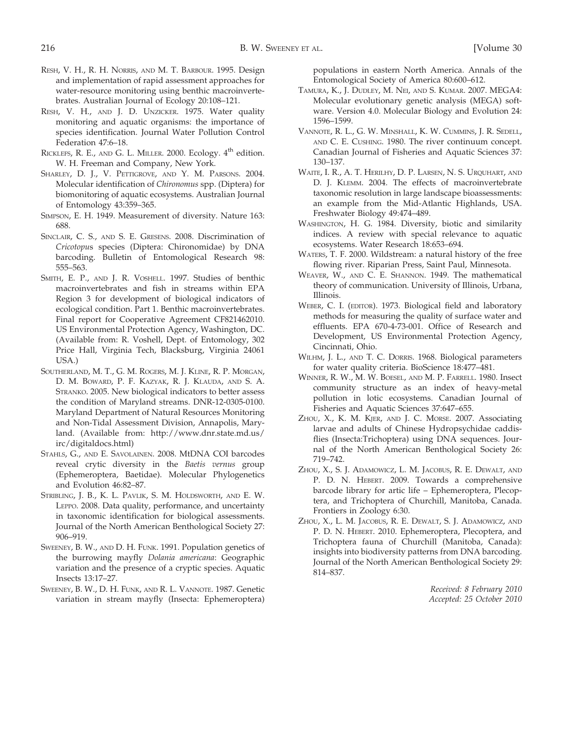RESH, V. H., R. H. NORRIS, AND M. T. BARBOUR. 1995. Design and implementation of rapid assessment approaches for water-resource monitoring using benthic macroinvertebrates. Australian Journal of Ecology 20:108–121.

RESH, V. H., AND J. D. UNZICKER. 1975. Water quality monitoring and aquatic organisms: the importance of species identification. Journal Water Pollution Control Federation 47:6–18.

RICKLEFS, R. E., AND G. L. MILLER. 2000. Ecology. 4th edition. W. H. Freeman and Company, New York.

SHARLEY, D. J., V. PETTIGROVE, AND Y. M. PARSONS. 2004. Molecular identification of *Chironomus* spp. (Diptera) for biomonitoring of aquatic ecosystems. Australian Journal of Entomology 43:359–365.

SIMPSON, E. H. 1949. Measurement of diversity. Nature 163: 688.

SINCLAIR, C. S., AND S. E. GRESENS. 2008. Discrimination of *Cricotopu*s species (Diptera: Chironomidae) by DNA barcoding. Bulletin of Entomological Research 98: 555–563.

SMITH, E. P., AND J. R. VOSHELL. 1997. Studies of benthic macroinvertebrates and fish in streams within EPA Region 3 for development of biological indicators of ecological condition. Part 1. Benthic macroinvertebrates. Final report for Cooperative Agreement CF821462010. US Environmental Protection Agency, Washington, DC. (Available from: R. Voshell, Dept. of Entomology, 302 Price Hall, Virginia Tech, Blacksburg, Virginia 24061 USA.)

SOUTHERLAND, M. T., G. M. ROGERS, M. J. KLINE, R. P. MORGAN, D. M. BOWARD, P. F. KAZYAK, R. J. KLAUDA, AND S. A. STRANKO. 2005. New biological indicators to better assess the condition of Maryland streams. DNR-12-0305-0100. Maryland Department of Natural Resources Monitoring and Non-Tidal Assessment Division, Annapolis, Maryland. (Available from: http://www.dnr.state.md.us/irc/digitaldocs.html)

STAHLS, G., AND E. SAVOLAINEN. 2008. MtDNA COI barcodes reveal crytic diversity in the *Baetis vernus* group (Ephemeroptera, Baetidae). Molecular Phylogenetics and Evolution 46:82–87.

STRIBLING, J. B., K. L. PAVLIK, S. M. HOLDSWORTH, AND E. W. LEPPO. 2008. Data quality, performance, and uncertainty in taxonomic identification for biological assessments. Journal of the North American Benthological Society 27: 906–919.

SWEENEY, B. W., AND D. H. FUNK. 1991. Population genetics of the burrowing mayfly *Dolania americana*: Geographic variation and the presence of a cryptic species. Aquatic Insects 13:17–27.

SWEENEY, B. W., D. H. FUNK, AND R. L. VANNOTE. 1987. Genetic variation in stream mayfly (Insecta: Ephemeroptera) populations in eastern North America. Annals of the Entomological Society of America 80:600–612.

TAMURA, K., J. DUDLEY, M. NEI, AND S. KUMAR. 2007. MEGA4: Molecular evolutionary genetic analysis (MEGA) software. Version 4.0. Molecular Biology and Evolution 24: 1596–1599.

VANNOTE, R. L., G. W. MINSHALL, K. W. CUMMINS, J. R. SEDELL, AND C. E. CUSHING. 1980. The river continuum concept. Canadian Journal of Fisheries and Aquatic Sciences 37: 130–137.

WAITE, I. R., A. T. HERILHY, D. P. LARSEN, N. S. URQUHART, AND D. J. KLEMM. 2004. The effects of macroinvertebrate taxonomic resolution in large landscape bioassessments: an example from the Mid-Atlantic Highlands, USA. Freshwater Biology 49:474–489.

WASHINGTON, H. G. 1984. Diversity, biotic and similarity indices. A review with special relevance to aquatic ecosystems. Water Research 18:653–694.

WATERS, T. F. 2000. Wildstream: a natural history of the free flowing river. Riparian Press, Saint Paul, Minnesota.

WEAVER, W., AND C. E. SHANNON. 1949. The mathematical theory of communication. University of Illinois, Urbana, Illinois.

WEBER, C. I. (EDITOR). 1973. Biological field and laboratory methods for measuring the quality of surface water and effluents. EPA 670-4-73-001. Office of Research and Development, US Environmental Protection Agency, Cincinnati, Ohio.

WILHM, J. L., AND T. C. DORRIS. 1968. Biological parameters for water quality criteria. BioScience 18:477–481.

WINNER, R. W., M. W. BOESEL, AND M. P. FARRELL. 1980. Insect community structure as an index of heavy-metal pollution in lotic ecosystems. Canadian Journal of Fisheries and Aquatic Sciences 37:647–655.

ZHOU, X., K. M. KJER, AND J. C. MORSE. 2007. Associating larvae and adults of Chinese Hydropsychidae caddisflies (Insecta:Trichoptera) using DNA sequences. Journal of the North American Benthological Society 26: 719–742.

ZHOU, X., S. J. ADAMOWICZ, L. M. JACOBUS, R. E. DEWALT, AND P. D. N. HEBERT. 2009. Towards a comprehensive barcode library for artic life – Ephemeroptera, Plecoptera, and Trichoptera of Churchill, Manitoba, Canada. Frontiers in Zoology 6:30.

ZHOU, X., L. M. JACOBUS, R. E. DEWALT, S. J. ADAMOWICZ, AND P. D. N. HEBERT. 2010. Ephemeroptera, Plecoptera, and Trichoptera fauna of Churchill (Manitoba, Canada): insights into biodiversity patterns from DNA barcoding. Journal of the North American Benthological Society 29: 814–837.

*Received: 8 February 2010*
*Accepted: 25 October 2010*